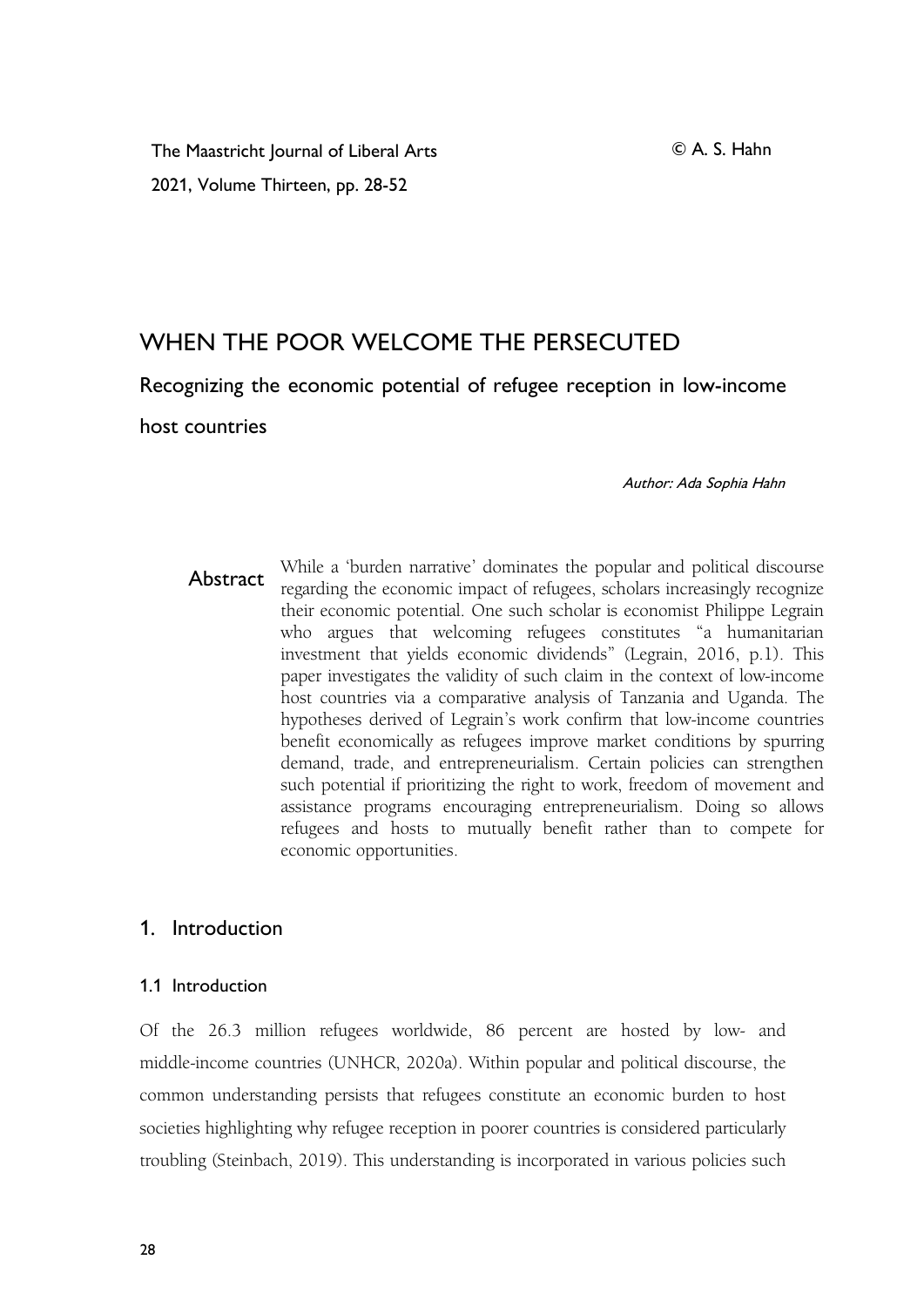# WHEN THE POOR WELCOME THE PERSECUTED

## Recognizing the economic potential of refugee reception in low-income host countries

*Author: Ada Sophia Hahn*

**Abstract** While a 'burden narrative' dominates the popular and political discourse regarding the economic impact of refugees, scholars increasingly recognize their economic potential. One such scholar is economist Philippe Legrain who argues that welcoming refugees constitutes "a humanitarian investment that yields economic dividends" (Legrain, 2016, p.1). This paper investigates the validity of such claim in the context of low-income host countries via a comparative analysis of Tanzania and Uganda. The hypotheses derived of Legrain's work confirm that low-income countries benefit economically as refugees improve market conditions by spurring demand, trade, and entrepreneurialism. Certain policies can strengthen such potential if prioritizing the right to work, freedom of movement and assistance programs encouraging entrepreneurialism. Doing so allows refugees and hosts to mutually benefit rather than to compete for economic opportunities.

## 1. Introduction

### 1.1 Introduction

Of the 26.3 million refugees worldwide, 86 percent are hosted by low- and middle-income countries (UNHCR, 2020a). Within popular and political discourse, the common understanding persists that refugees constitute an economic burden to host societies highlighting why refugee reception in poorer countries is considered particularly troubling (Steinbach, 2019). This understanding is incorporated in various policies such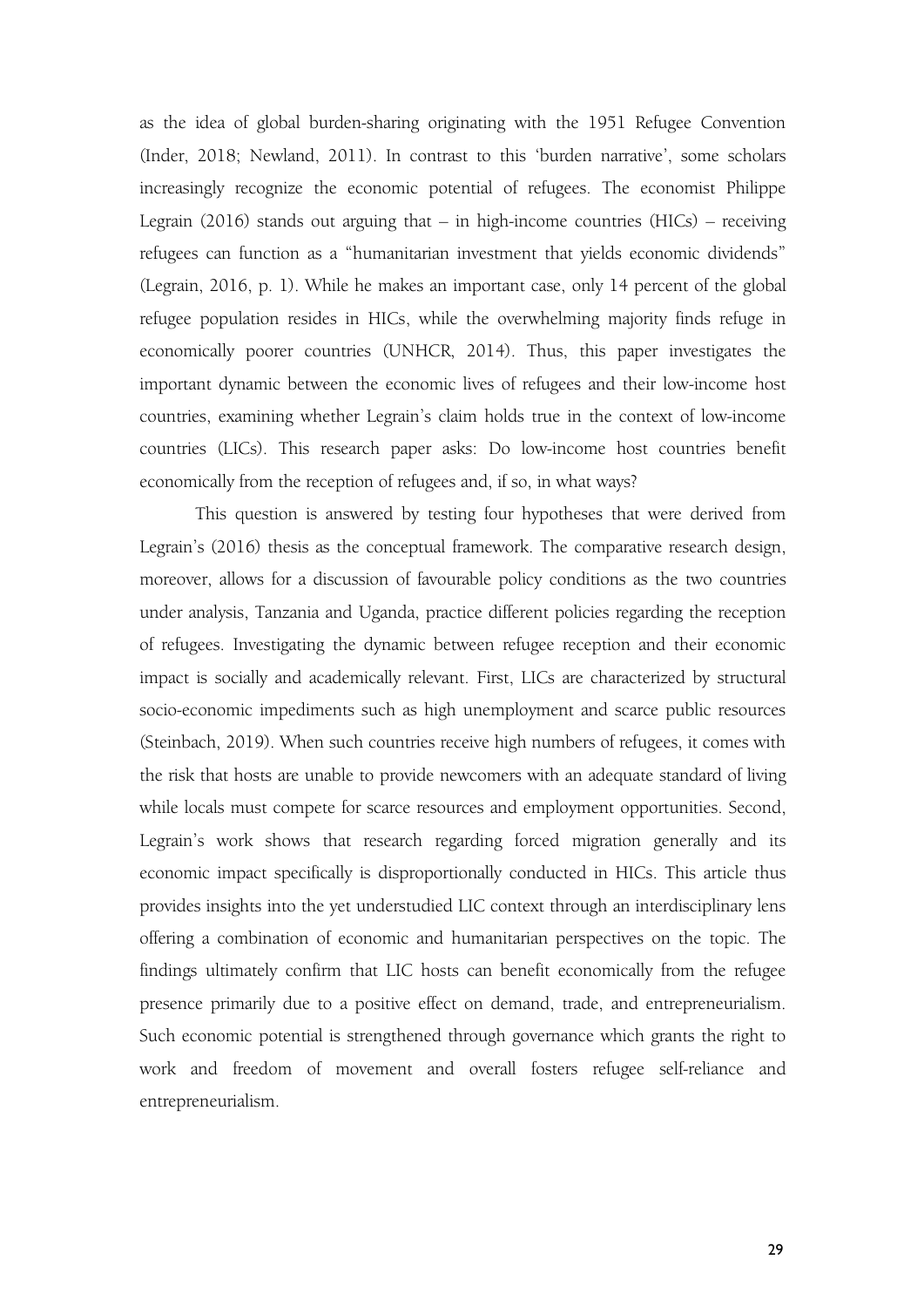as the idea of global burden-sharing originating with the 1951 Refugee Convention (Inder, 2018; Newland, 2011). In contrast to this 'burden narrative', some scholars increasingly recognize the economic potential of refugees. The economist Philippe Legrain (2016) stands out arguing that – in high-income countries (HICs) – receiving refugees can function as a "humanitarian investment that yields economic dividends" (Legrain, 2016, p. 1). While he makes an important case, only 14 percent of the global refugee population resides in HICs, while the overwhelming majority finds refuge in economically poorer countries (UNHCR, 2014). Thus, this paper investigates the important dynamic between the economic lives of refugees and their low-income host countries, examining whether Legrain's claim holds true in the context of low-income countries (LICs). This research paper asks: Do low-income host countries benefit economically from the reception of refugees and, if so, in what ways?

This question is answered by testing four hypotheses that were derived from Legrain's (2016) thesis as the conceptual framework. The comparative research design, moreover, allows for a discussion of favourable policy conditions as the two countries under analysis, Tanzania and Uganda, practice different policies regarding the reception of refugees. Investigating the dynamic between refugee reception and their economic impact is socially and academically relevant. First, LICs are characterized by structural socio-economic impediments such as high unemployment and scarce public resources (Steinbach, 2019). When such countries receive high numbers of refugees, it comes with the risk that hosts are unable to provide newcomers with an adequate standard of living while locals must compete for scarce resources and employment opportunities. Second, Legrain's work shows that research regarding forced migration generally and its economic impact specifically is disproportionally conducted in HICs. This article thus provides insights into the yet understudied LIC context through an interdisciplinary lens offering a combination of economic and humanitarian perspectives on the topic. The findings ultimately confirm that LIC hosts can benefit economically from the refugee presence primarily due to a positive effect on demand, trade, and entrepreneurialism. Such economic potential is strengthened through governance which grants the right to work and freedom of movement and overall fosters refugee self-reliance and entrepreneurialism.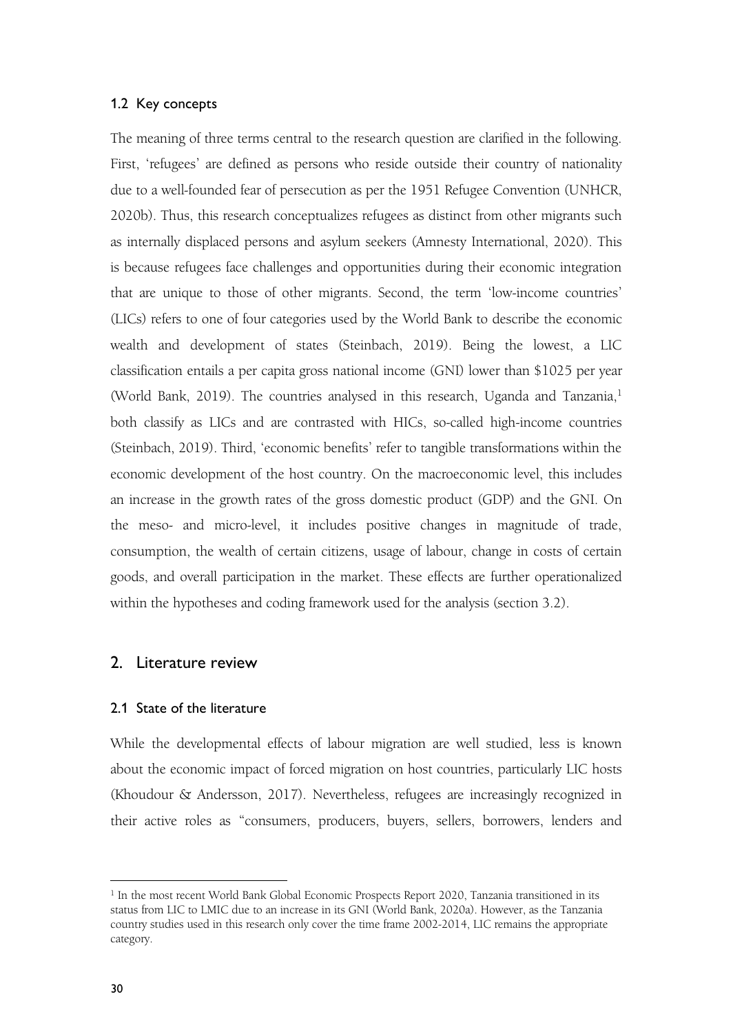### 1.2 Key concepts

The meaning of three terms central to the research question are clarified in the following. First, 'refugees' are defined as persons who reside outside their country of nationality due to a well-founded fear of persecution as per the 1951 Refugee Convention (UNHCR, 2020b). Thus, this research conceptualizes refugees as distinct from other migrants such as internally displaced persons and asylum seekers (Amnesty International, 2020). This is because refugees face challenges and opportunities during their economic integration that are unique to those of other migrants. Second, the term 'low-income countries' (LICs) refers to one of four categories used by the World Bank to describe the economic wealth and development of states (Steinbach, 2019). Being the lowest, a LIC classification entails a per capita gross national income (GNI) lower than $1025 per year (World Bank, 2019). The countries analysed in this research, Uganda and Tanzania,[1] both classify as LICs and are contrasted with HICs, so-called high-income countries (Steinbach, 2019). Third, 'economic benefits' refer to tangible transformations within the economic development of the host country. On the macroeconomic level, this includes an increase in the growth rates of the gross domestic product (GDP) and the GNI. On the meso- and micro-level, it includes positive changes in magnitude of trade, consumption, the wealth of certain citizens, usage of labour, change in costs of certain goods, and overall participation in the market. These effects are further operationalized within the hypotheses and coding framework used for the analysis (section 3.2).

## 2. Literature review

### 2.1 State of the literature

While the developmental effects of labour migration are well studied, less is known about the economic impact of forced migration on host countries, particularly LIC hosts (Khoudour & Andersson, 2017). Nevertheless, refugees are increasingly recognized in their active roles as "consumers, producers, buyers, sellers, borrowers, lenders and

---

[1] In the most recent World Bank Global Economic Prospects Report 2020, Tanzania transitioned in its status from LIC to LMIC due to an increase in its GNI (World Bank, 2020a). However, as the Tanzania country studies used in this research only cover the time frame 2002-2014, LIC remains the appropriate category.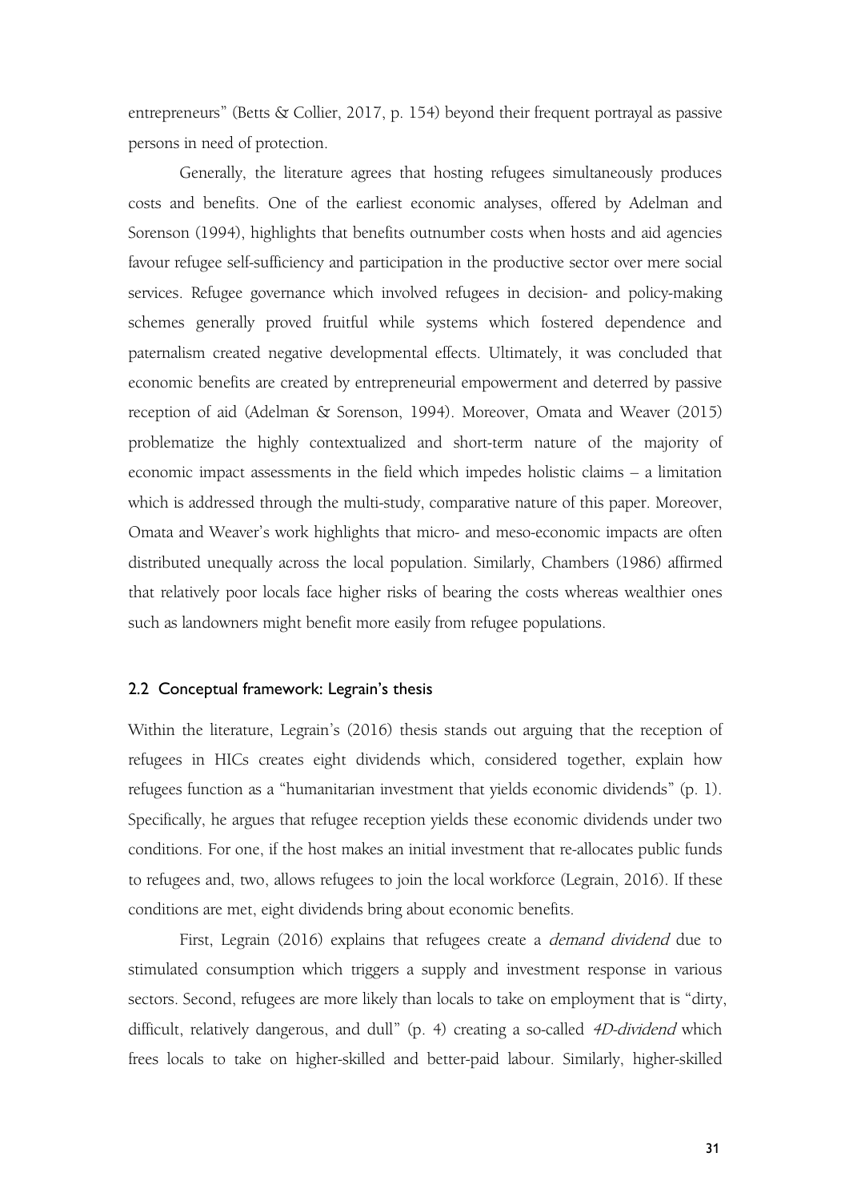entrepreneurs" (Betts & Collier, 2017, p. 154) beyond their frequent portrayal as passive persons in need of protection.

Generally, the literature agrees that hosting refugees simultaneously produces costs and benefits. One of the earliest economic analyses, offered by Adelman and Sorenson (1994), highlights that benefits outnumber costs when hosts and aid agencies favour refugee self-sufficiency and participation in the productive sector over mere social services. Refugee governance which involved refugees in decision- and policy-making schemes generally proved fruitful while systems which fostered dependence and paternalism created negative developmental effects. Ultimately, it was concluded that economic benefits are created by entrepreneurial empowerment and deterred by passive reception of aid (Adelman & Sorenson, 1994). Moreover, Omata and Weaver (2015) problematize the highly contextualized and short-term nature of the majority of economic impact assessments in the field which impedes holistic claims – a limitation which is addressed through the multi-study, comparative nature of this paper. Moreover, Omata and Weaver's work highlights that micro- and meso-economic impacts are often distributed unequally across the local population. Similarly, Chambers (1986) affirmed that relatively poor locals face higher risks of bearing the costs whereas wealthier ones such as landowners might benefit more easily from refugee populations.

### 2.2 Conceptual framework: Legrain's thesis

Within the literature, Legrain's (2016) thesis stands out arguing that the reception of refugees in HICs creates eight dividends which, considered together, explain how refugees function as a "humanitarian investment that yields economic dividends" (p. 1). Specifically, he argues that refugee reception yields these economic dividends under two conditions. For one, if the host makes an initial investment that re-allocates public funds to refugees and, two, allows refugees to join the local workforce (Legrain, 2016). If these conditions are met, eight dividends bring about economic benefits.

First, Legrain (2016) explains that refugees create a *demand dividend* due to stimulated consumption which triggers a supply and investment response in various sectors. Second, refugees are more likely than locals to take on employment that is "dirty, difficult, relatively dangerous, and dull" (p. 4) creating a so-called *4D-dividend* which frees locals to take on higher-skilled and better-paid labour. Similarly, higher-skilled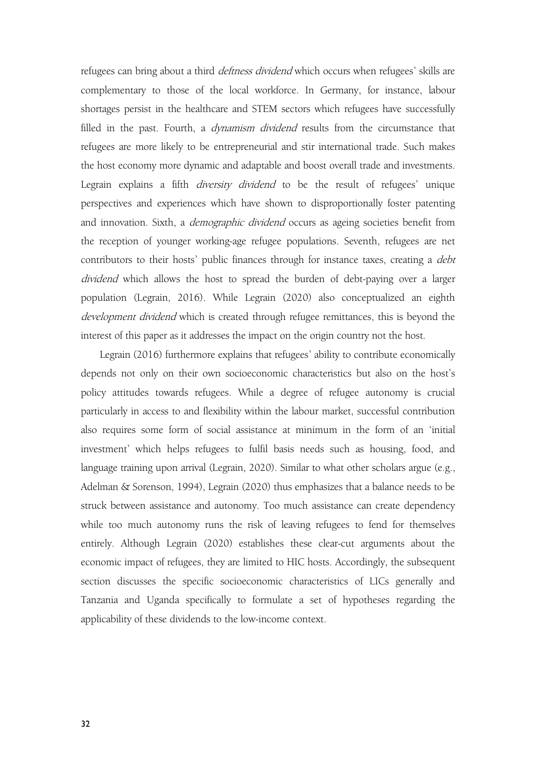refugees can bring about a third *deftness dividend* which occurs when refugees' skills are complementary to those of the local workforce. In Germany, for instance, labour shortages persist in the healthcare and STEM sectors which refugees have successfully filled in the past. Fourth, a *dynamism dividend* results from the circumstance that refugees are more likely to be entrepreneurial and stir international trade. Such makes the host economy more dynamic and adaptable and boost overall trade and investments. Legrain explains a fifth *diversity dividend* to be the result of refugees' unique perspectives and experiences which have shown to disproportionally foster patenting and innovation. Sixth, a *demographic dividend* occurs as ageing societies benefit from the reception of younger working-age refugee populations. Seventh, refugees are net contributors to their hosts' public finances through for instance taxes, creating a *debt dividend* which allows the host to spread the burden of debt-paying over a larger population (Legrain, 2016). While Legrain (2020) also conceptualized an eighth *development dividend* which is created through refugee remittances, this is beyond the interest of this paper as it addresses the impact on the origin country not the host.

Legrain (2016) furthermore explains that refugees' ability to contribute economically depends not only on their own socioeconomic characteristics but also on the host's policy attitudes towards refugees. While a degree of refugee autonomy is crucial particularly in access to and flexibility within the labour market, successful contribution also requires some form of social assistance at minimum in the form of an 'initial investment' which helps refugees to fulfil basis needs such as housing, food, and language training upon arrival (Legrain, 2020). Similar to what other scholars argue (e.g., Adelman & Sorenson, 1994), Legrain (2020) thus emphasizes that a balance needs to be struck between assistance and autonomy. Too much assistance can create dependency while too much autonomy runs the risk of leaving refugees to fend for themselves entirely. Although Legrain (2020) establishes these clear-cut arguments about the economic impact of refugees, they are limited to HIC hosts. Accordingly, the subsequent section discusses the specific socioeconomic characteristics of LICs generally and Tanzania and Uganda specifically to formulate a set of hypotheses regarding the applicability of these dividends to the low-income context.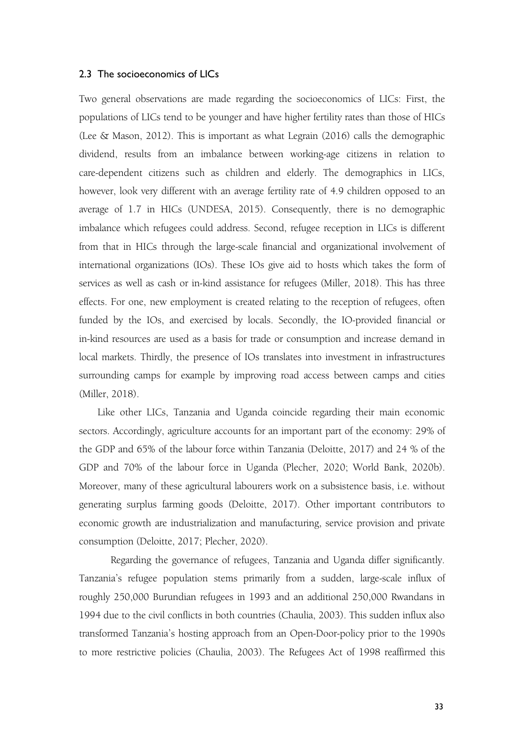### 2.3 The socioeconomics of LICs

Two general observations are made regarding the socioeconomics of LICs: First, the populations of LICs tend to be younger and have higher fertility rates than those of HICs (Lee & Mason, 2012). This is important as what Legrain (2016) calls the demographic dividend, results from an imbalance between working-age citizens in relation to care-dependent citizens such as children and elderly. The demographics in LICs, however, look very different with an average fertility rate of 4.9 children opposed to an average of 1.7 in HICs (UNDESA, 2015). Consequently, there is no demographic imbalance which refugees could address. Second, refugee reception in LICs is different from that in HICs through the large-scale financial and organizational involvement of international organizations (IOs). These IOs give aid to hosts which takes the form of services as well as cash or in-kind assistance for refugees (Miller, 2018). This has three effects. For one, new employment is created relating to the reception of refugees, often funded by the IOs, and exercised by locals. Secondly, the IO-provided financial or in-kind resources are used as a basis for trade or consumption and increase demand in local markets. Thirdly, the presence of IOs translates into investment in infrastructures surrounding camps for example by improving road access between camps and cities (Miller, 2018).

Like other LICs, Tanzania and Uganda coincide regarding their main economic sectors. Accordingly, agriculture accounts for an important part of the economy: 29% of the GDP and 65% of the labour force within Tanzania (Deloitte, 2017) and 24 % of the GDP and 70% of the labour force in Uganda (Plecher, 2020; World Bank, 2020b). Moreover, many of these agricultural labourers work on a subsistence basis, i.e. without generating surplus farming goods (Deloitte, 2017). Other important contributors to economic growth are industrialization and manufacturing, service provision and private consumption (Deloitte, 2017; Plecher, 2020).

Regarding the governance of refugees, Tanzania and Uganda differ significantly. Tanzania's refugee population stems primarily from a sudden, large-scale influx of roughly 250,000 Burundian refugees in 1993 and an additional 250,000 Rwandans in 1994 due to the civil conflicts in both countries (Chaulia, 2003). This sudden influx also transformed Tanzania's hosting approach from an Open-Door-policy prior to the 1990s to more restrictive policies (Chaulia, 2003). The Refugees Act of 1998 reaffirmed this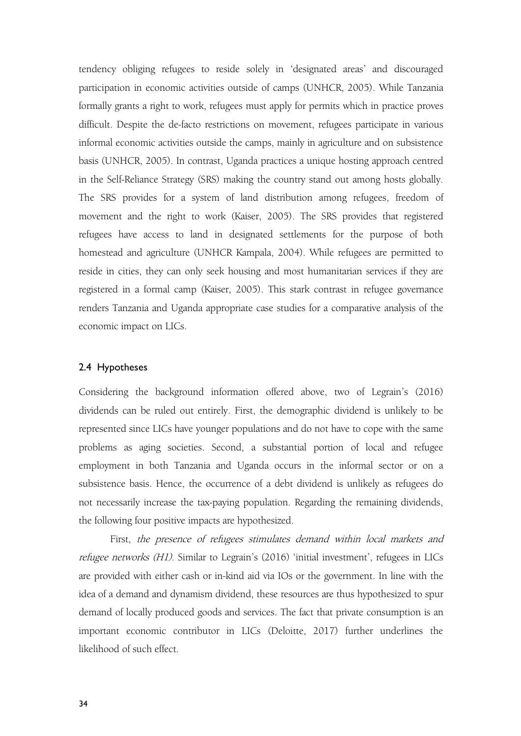tendency obliging refugees to reside solely in 'designated areas' and discouraged participation in economic activities outside of camps (UNHCR, 2005). While Tanzania formally grants a right to work, refugees must apply for permits which in practice proves difficult. Despite the de-facto restrictions on movement, refugees participate in various informal economic activities outside the camps, mainly in agriculture and on subsistence basis (UNHCR, 2005). In contrast, Uganda practices a unique hosting approach centred in the Self-Reliance Strategy (SRS) making the country stand out among hosts globally. The SRS provides for a system of land distribution among refugees, freedom of movement and the right to work (Kaiser, 2005). The SRS provides that registered refugees have access to land in designated settlements for the purpose of both homestead and agriculture (UNHCR Kampala, 2004). While refugees are permitted to reside in cities, they can only seek housing and most humanitarian services if they are registered in a formal camp (Kaiser, 2005). This stark contrast in refugee governance renders Tanzania and Uganda appropriate case studies for a comparative analysis of the economic impact on LICs.

### 2.4 Hypotheses

Considering the background information offered above, two of Legrain's (2016) dividends can be ruled out entirely. First, the demographic dividend is unlikely to be represented since LICs have younger populations and do not have to cope with the same problems as aging societies. Second, a substantial portion of local and refugee employment in both Tanzania and Uganda occurs in the informal sector or on a subsistence basis. Hence, the occurrence of a debt dividend is unlikely as refugees do not necessarily increase the tax-paying population. Regarding the remaining dividends, the following four positive impacts are hypothesized.

First, *the presence of refugees stimulates demand within local markets and refugee networks (H1)*. Similar to Legrain's (2016) 'initial investment', refugees in LICs are provided with either cash or in-kind aid via IOs or the government. In line with the idea of a demand and dynamism dividend, these resources are thus hypothesized to spur demand of locally produced goods and services. The fact that private consumption is an important economic contributor in LICs (Deloitte, 2017) further underlines the likelihood of such effect.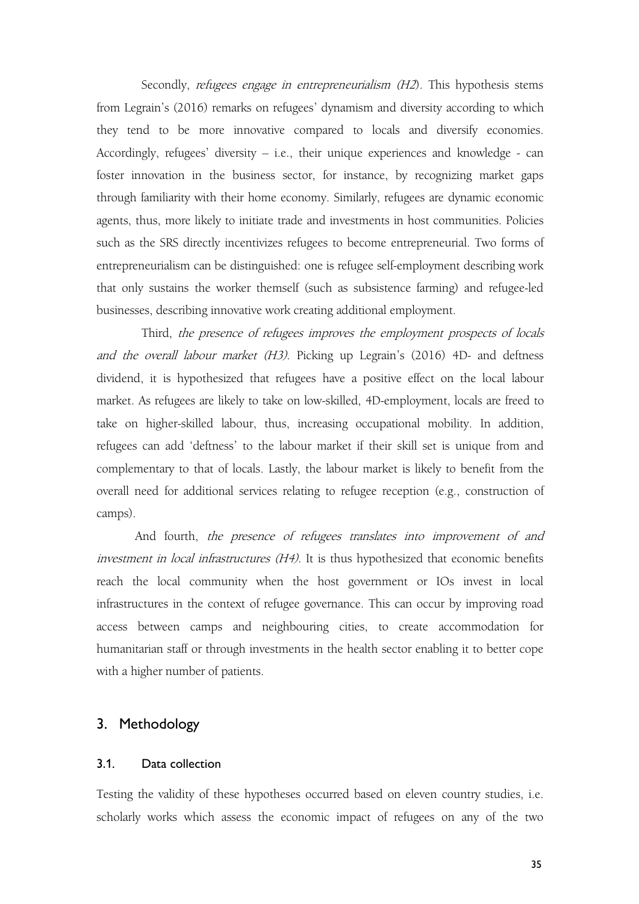Secondly, *refugees engage in entrepreneurialism (H2)*. This hypothesis stems from Legrain's (2016) remarks on refugees' dynamism and diversity according to which they tend to be more innovative compared to locals and diversify economies. Accordingly, refugees' diversity – i.e., their unique experiences and knowledge - can foster innovation in the business sector, for instance, by recognizing market gaps through familiarity with their home economy. Similarly, refugees are dynamic economic agents, thus, more likely to initiate trade and investments in host communities. Policies such as the SRS directly incentivizes refugees to become entrepreneurial. Two forms of entrepreneurialism can be distinguished: one is refugee self-employment describing work that only sustains the worker themself (such as subsistence farming) and refugee-led businesses, describing innovative work creating additional employment.

Third, *the presence of refugees improves the employment prospects of locals and the overall labour market (H3)*. Picking up Legrain's (2016) 4D- and deftness dividend, it is hypothesized that refugees have a positive effect on the local labour market. As refugees are likely to take on low-skilled, 4D-employment, locals are freed to take on higher-skilled labour, thus, increasing occupational mobility. In addition, refugees can add 'deftness' to the labour market if their skill set is unique from and complementary to that of locals. Lastly, the labour market is likely to benefit from the overall need for additional services relating to refugee reception (e.g., construction of camps).

And fourth, *the presence of refugees translates into improvement of and investment in local infrastructures (H4)*. It is thus hypothesized that economic benefits reach the local community when the host government or IOs invest in local infrastructures in the context of refugee governance. This can occur by improving road access between camps and neighbouring cities, to create accommodation for humanitarian staff or through investments in the health sector enabling it to better cope with a higher number of patients.

## 3. Methodology

### 3.1. Data collection

Testing the validity of these hypotheses occurred based on eleven country studies, i.e. scholarly works which assess the economic impact of refugees on any of the two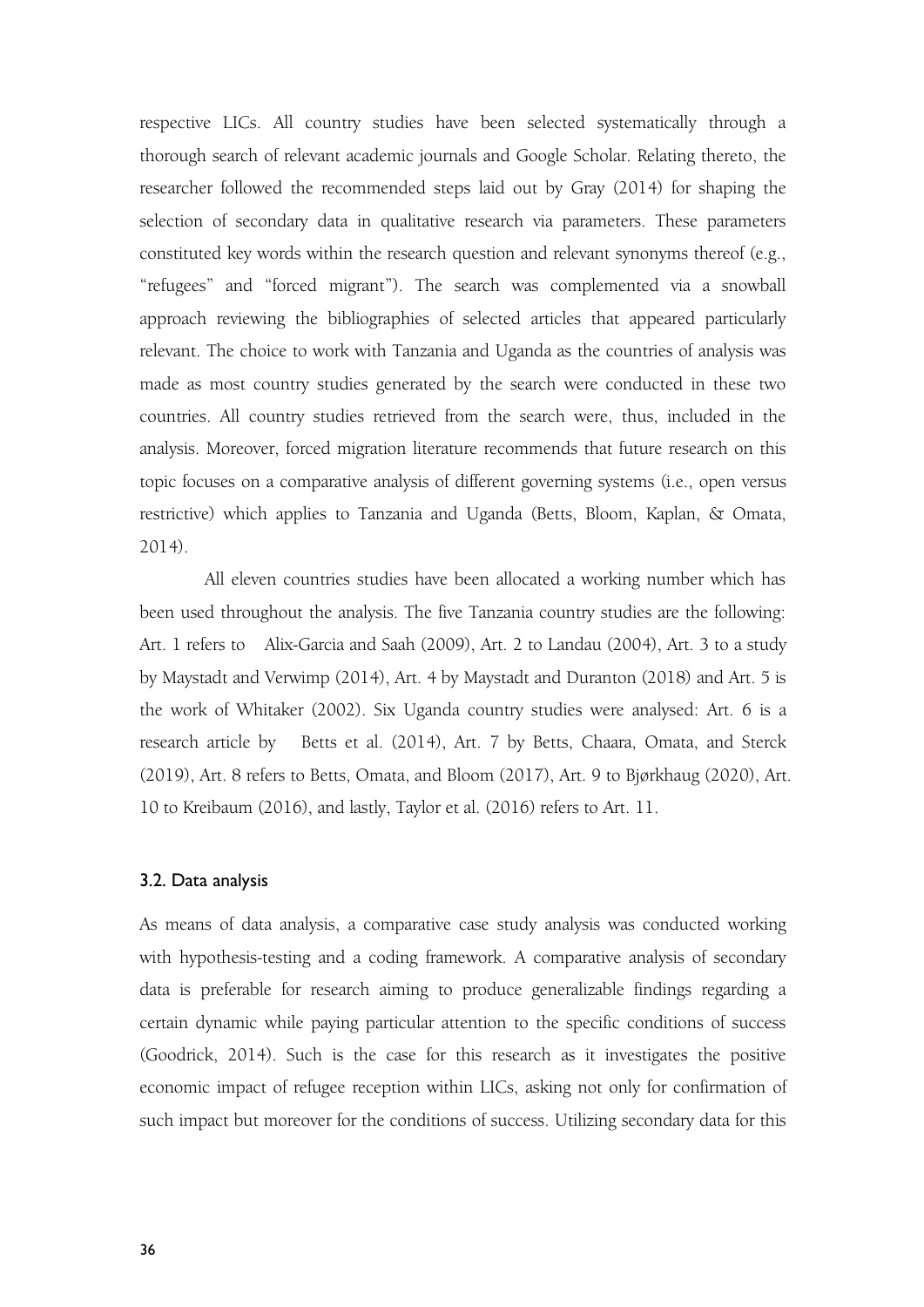respective LICs. All country studies have been selected systematically through a thorough search of relevant academic journals and Google Scholar. Relating thereto, the researcher followed the recommended steps laid out by Gray (2014) for shaping the selection of secondary data in qualitative research via parameters. These parameters constituted key words within the research question and relevant synonyms thereof (e.g., "refugees" and "forced migrant"). The search was complemented via a snowball approach reviewing the bibliographies of selected articles that appeared particularly relevant. The choice to work with Tanzania and Uganda as the countries of analysis was made as most country studies generated by the search were conducted in these two countries. All country studies retrieved from the search were, thus, included in the analysis. Moreover, forced migration literature recommends that future research on this topic focuses on a comparative analysis of different governing systems (i.e., open versus restrictive) which applies to Tanzania and Uganda (Betts, Bloom, Kaplan, & Omata, 2014).

All eleven countries studies have been allocated a working number which has been used throughout the analysis. The five Tanzania country studies are the following: Art. 1 refers to Alix-Garcia and Saah (2009), Art. 2 to Landau (2004), Art. 3 to a study by Maystadt and Verwimp (2014), Art. 4 by Maystadt and Duranton (2018) and Art. 5 is the work of Whitaker (2002). Six Uganda country studies were analysed: Art. 6 is a research article by Betts et al. (2014), Art. 7 by Betts, Chaara, Omata, and Sterck (2019), Art. 8 refers to Betts, Omata, and Bloom (2017), Art. 9 to Bjørkhaug (2020), Art. 10 to Kreibaum (2016), and lastly, Taylor et al. (2016) refers to Art. 11.

### 3.2. Data analysis

As means of data analysis, a comparative case study analysis was conducted working with hypothesis-testing and a coding framework. A comparative analysis of secondary data is preferable for research aiming to produce generalizable findings regarding a certain dynamic while paying particular attention to the specific conditions of success (Goodrick, 2014). Such is the case for this research as it investigates the positive economic impact of refugee reception within LICs, asking not only for confirmation of such impact but moreover for the conditions of success. Utilizing secondary data for this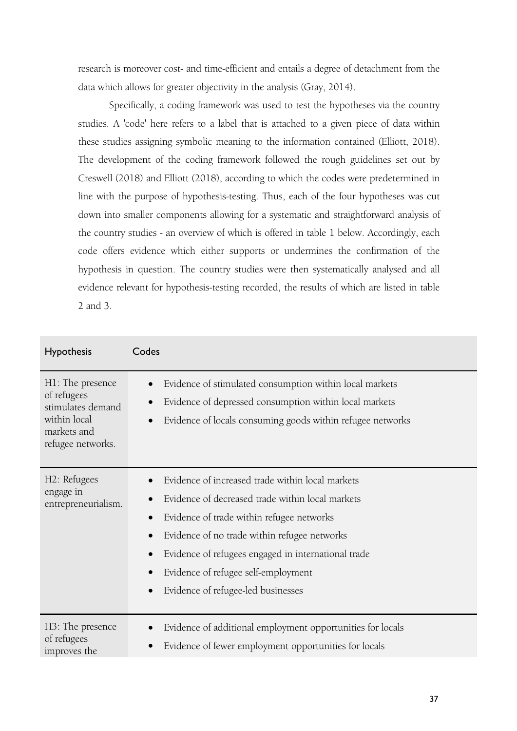research is moreover cost- and time-efficient and entails a degree of detachment from the data which allows for greater objectivity in the analysis (Gray, 2014).

Specifically, a coding framework was used to test the hypotheses via the country studies. A 'code' here refers to a label that is attached to a given piece of data within these studies assigning symbolic meaning to the information contained (Elliott, 2018). The development of the coding framework followed the rough guidelines set out by Creswell (2018) and Elliott (2018), according to which the codes were predetermined in line with the purpose of hypothesis-testing. Thus, each of the four hypotheses was cut down into smaller components allowing for a systematic and straightforward analysis of the country studies - an overview of which is offered in table 1 below. Accordingly, each code offers evidence which either supports or undermines the confirmation of the hypothesis in question. The country studies were then systematically analysed and all evidence relevant for hypothesis-testing recorded, the results of which are listed in table 2 and 3.

| Hypothesis | Codes |
|---|---|
| H1: The presence of refugees stimulates demand within local markets and refugee networks. | • Evidence of stimulated consumption within local markets<br>• Evidence of depressed consumption within local markets<br>• Evidence of locals consuming goods within refugee networks |
| H2: Refugees engage in entrepreneurialism. | • Evidence of increased trade within local markets<br>• Evidence of decreased trade within local markets<br>• Evidence of trade within refugee networks<br>• Evidence of no trade within refugee networks<br>• Evidence of refugees engaged in international trade<br>• Evidence of refugee self-employment<br>• Evidence of refugee-led businesses |
| H3: The presence of refugees improves the | • Evidence of additional employment opportunities for locals<br>• Evidence of fewer employment opportunities for locals |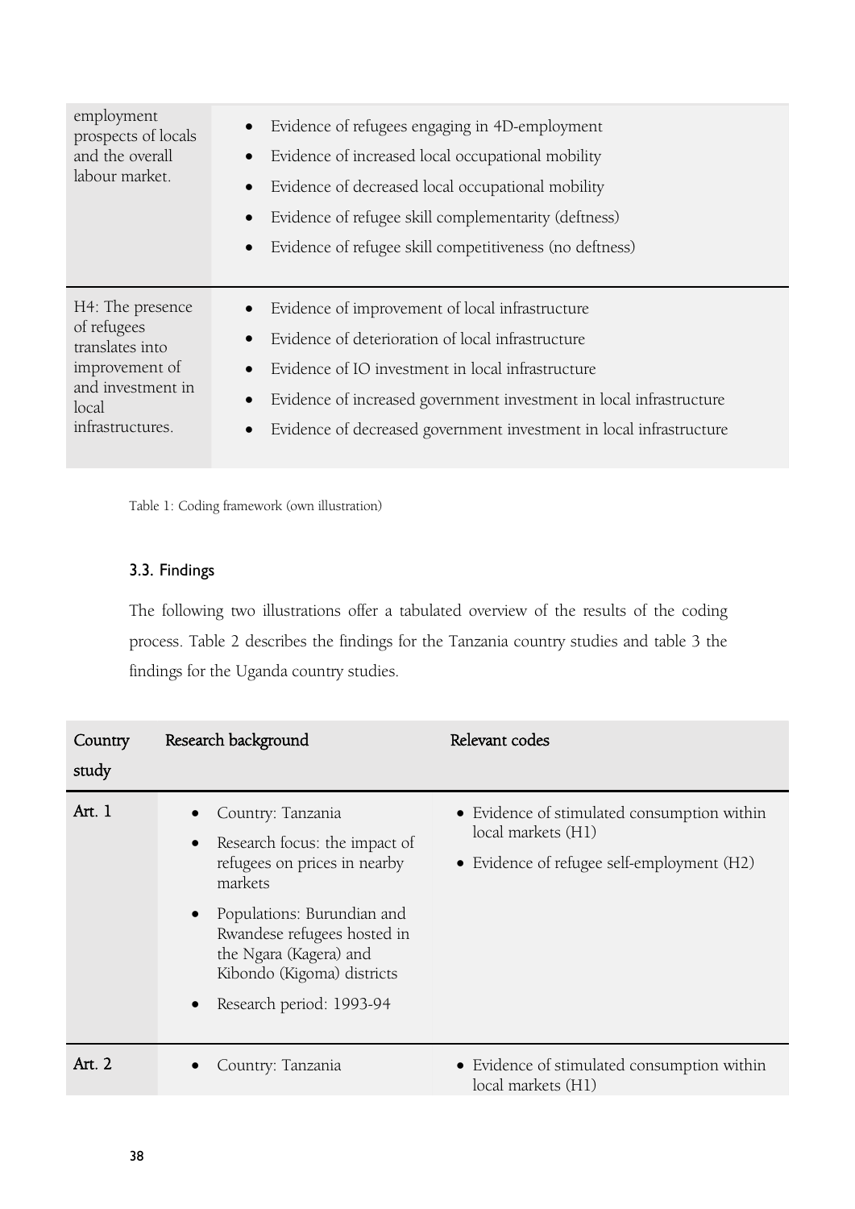| | |
|---|---|
| employment prospects of locals and the overall labour market. | • Evidence of refugees engaging in 4D-employment<br>• Evidence of increased local occupational mobility<br>• Evidence of decreased local occupational mobility<br>• Evidence of refugee skill complementarity (deftness)<br>• Evidence of refugee skill competitiveness (no deftness) |
| H4: The presence of refugees translates into improvement of and investment in local infrastructures. | • Evidence of improvement of local infrastructure<br>• Evidence of deterioration of local infrastructure<br>• Evidence of IO investment in local infrastructure<br>• Evidence of increased government investment in local infrastructure<br>• Evidence of decreased government investment in local infrastructure |

Table 1: Coding framework (own illustration)

### 3.3. Findings

The following two illustrations offer a tabulated overview of the results of the coding process. Table 2 describes the findings for the Tanzania country studies and table 3 the findings for the Uganda country studies.

| Country study | Research background | Relevant codes |
|---|---|---|
| Art. 1 | • Country: Tanzania<br>• Research focus: the impact of refugees on prices in nearby markets<br>• Populations: Burundian and Rwandese refugees hosted in the Ngara (Kagera) and Kibondo (Kigoma) districts<br>• Research period: 1993-94 | • Evidence of stimulated consumption within local markets (H1)<br>• Evidence of refugee self-employment (H2) |
| Art. 2 | • Country: Tanzania | • Evidence of stimulated consumption within local markets (H1) |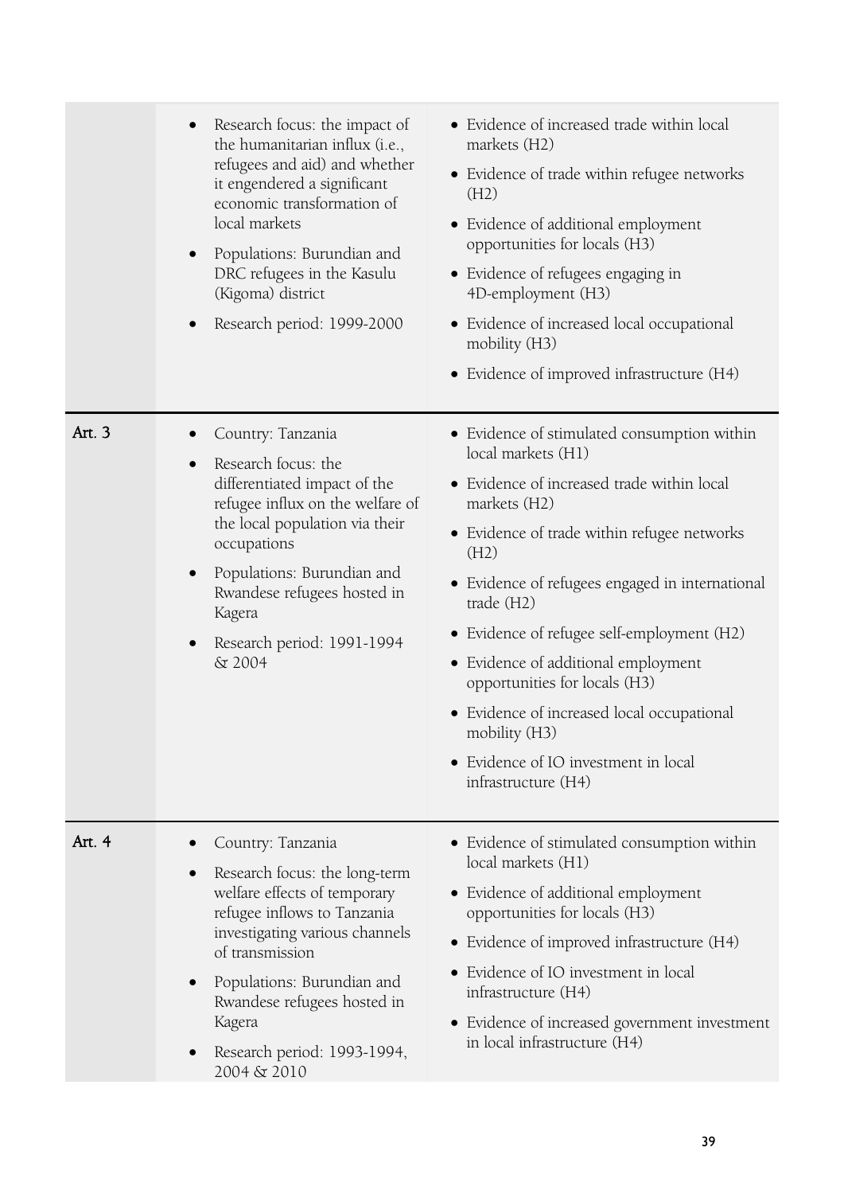| | | |
|---|---|---|
| | • Research focus: the impact of the humanitarian influx (i.e., refugees and aid) and whether it engendered a significant economic transformation of local markets<br>• Populations: Burundian and DRC refugees in the Kasulu (Kigoma) district<br>• Research period: 1999-2000 | • Evidence of increased trade within local markets (H2)<br>• Evidence of trade within refugee networks (H2)<br>• Evidence of additional employment opportunities for locals (H3)<br>• Evidence of refugees engaging in 4D-employment (H3)<br>• Evidence of increased local occupational mobility (H3)<br>• Evidence of improved infrastructure (H4) |
| Art. 3 | • Country: Tanzania<br>• Research focus: the differentiated impact of the refugee influx on the welfare of the local population via their occupations<br>• Populations: Burundian and Rwandese refugees hosted in Kagera<br>• Research period: 1991-1994 & 2004 | • Evidence of stimulated consumption within local markets (H1)<br>• Evidence of increased trade within local markets (H2)<br>• Evidence of trade within refugee networks (H2)<br>• Evidence of refugees engaged in international trade (H2)<br>• Evidence of refugee self-employment (H2)<br>• Evidence of additional employment opportunities for locals (H3)<br>• Evidence of increased local occupational mobility (H3)<br>• Evidence of IO investment in local infrastructure (H4) |
| Art. 4 | • Country: Tanzania<br>• Research focus: the long-term welfare effects of temporary refugee inflows to Tanzania investigating various channels of transmission<br>• Populations: Burundian and Rwandese refugees hosted in Kagera<br>• Research period: 1993-1994, 2004 & 2010 | • Evidence of stimulated consumption within local markets (H1)<br>• Evidence of additional employment opportunities for locals (H3)<br>• Evidence of improved infrastructure (H4)<br>• Evidence of IO investment in local infrastructure (H4)<br>• Evidence of increased government investment in local infrastructure (H4) |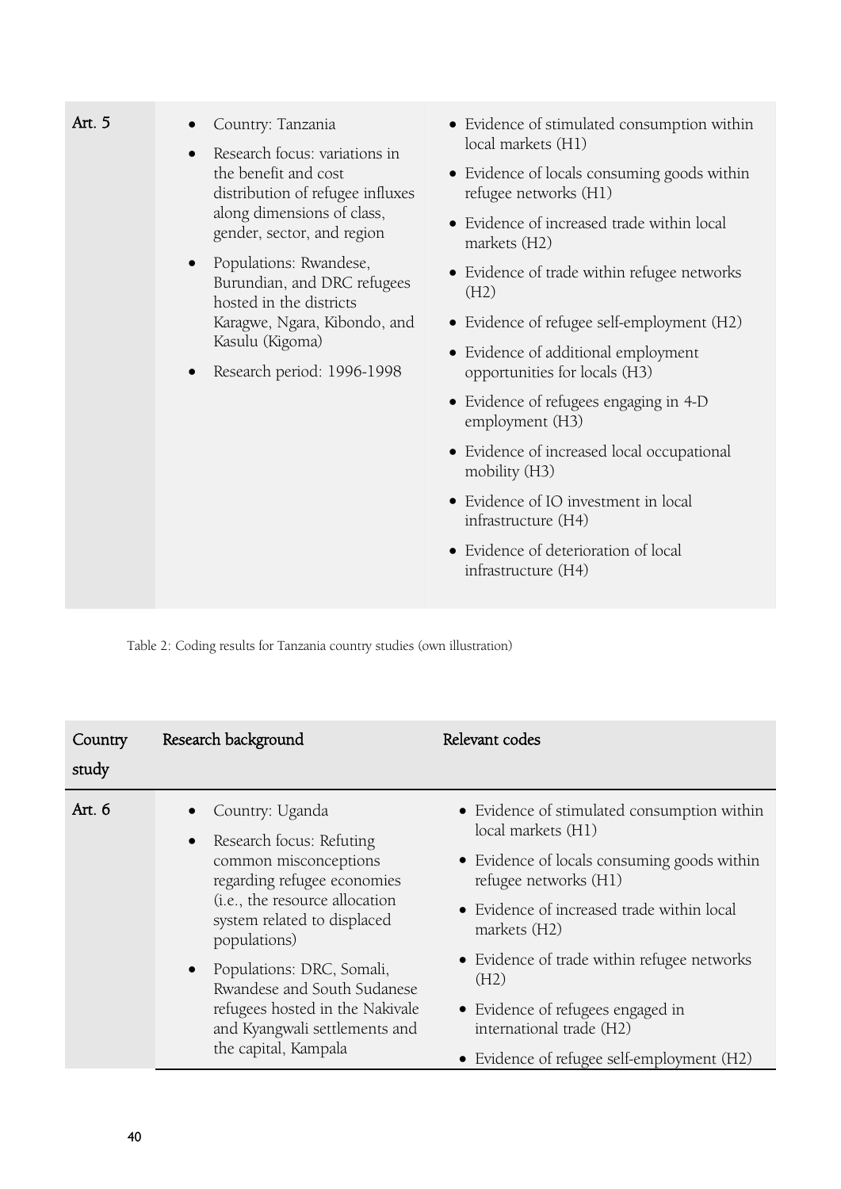| Country study | Research background | Relevant codes |
|---|---|---|
| Art. 5 | • Country: Tanzania<br>• Research focus: variations in the benefit and cost distribution of refugee influxes along dimensions of class, gender, sector, and region<br>• Populations: Rwandese, Burundian, and DRC refugees hosted in the districts Karagwe, Ngara, Kibondo, and Kasulu (Kigoma)<br>• Research period: 1996-1998 | • Evidence of stimulated consumption within local markets (H1)<br>• Evidence of locals consuming goods within refugee networks (H1)<br>• Evidence of increased trade within local markets (H2)<br>• Evidence of trade within refugee networks (H2)<br>• Evidence of refugee self-employment (H2)<br>• Evidence of additional employment opportunities for locals (H3)<br>• Evidence of refugees engaging in 4-D employment (H3)<br>• Evidence of increased local occupational mobility (H3)<br>• Evidence of IO investment in local infrastructure (H4)<br>• Evidence of deterioration of local infrastructure (H4) |

Table 2: Coding results for Tanzania country studies (own illustration)

| Country study | Research background | Relevant codes |
|---|---|---|
| Art. 6 | • Country: Uganda<br>• Research focus: Refuting common misconceptions regarding refugee economies (i.e., the resource allocation system related to displaced populations)<br>• Populations: DRC, Somali, Rwandese and South Sudanese refugees hosted in the Nakivale and Kyangwali settlements and the capital, Kampala | • Evidence of stimulated consumption within local markets (H1)<br>• Evidence of locals consuming goods within refugee networks (H1)<br>• Evidence of increased trade within local markets (H2)<br>• Evidence of trade within refugee networks (H2)<br>• Evidence of refugees engaged in international trade (H2)<br>• Evidence of refugee self-employment (H2) |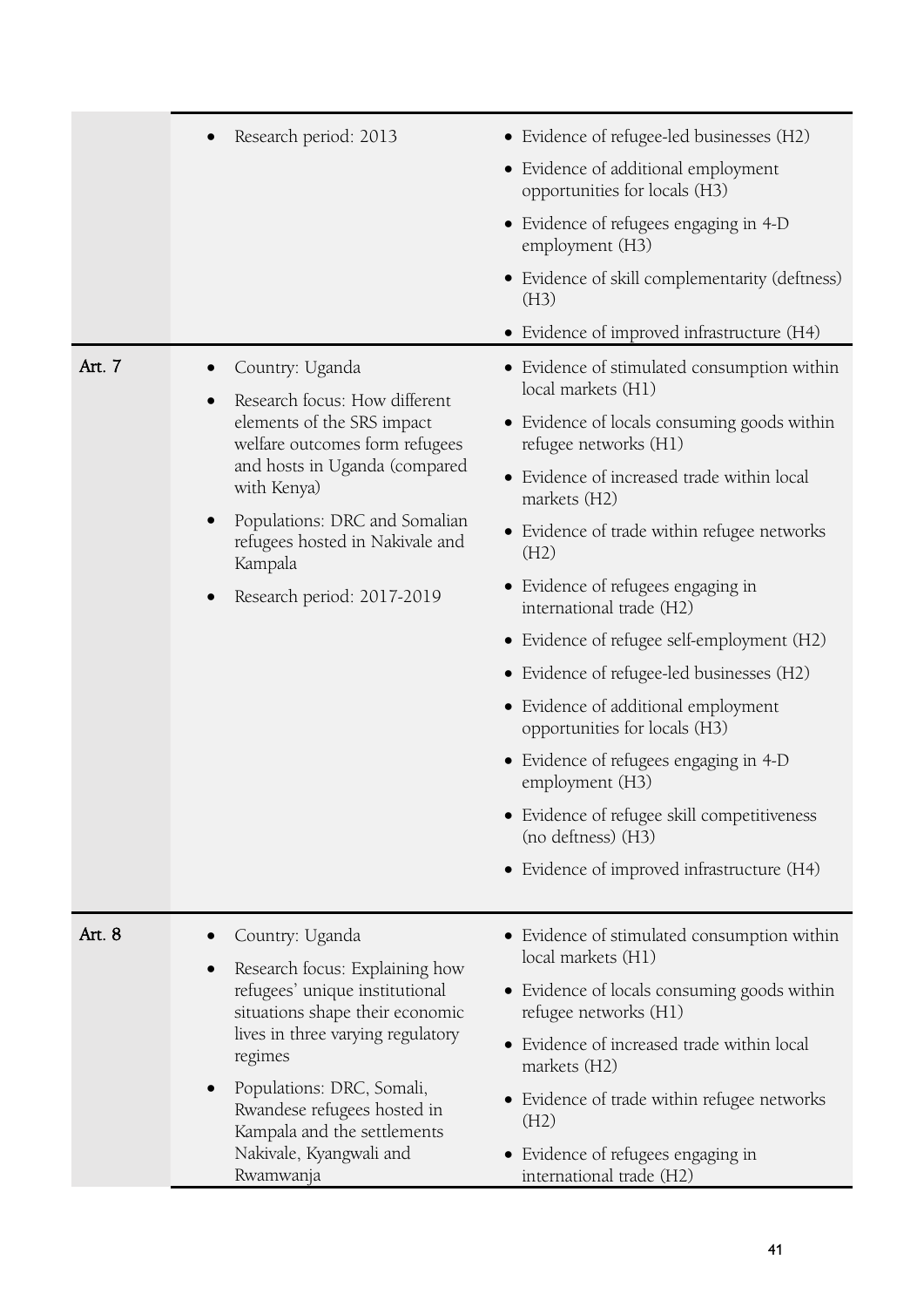| | | |
|---|---|---|
| | • Research period: 2013 | • Evidence of refugee-led businesses (H2)<br>• Evidence of additional employment opportunities for locals (H3)<br>• Evidence of refugees engaging in 4-D employment (H3)<br>• Evidence of skill complementarity (deftness) (H3)<br>• Evidence of improved infrastructure (H4) |
| Art. 7 | • Country: Uganda<br>• Research focus: How different elements of the SRS impact welfare outcomes form refugees and hosts in Uganda (compared with Kenya)<br>• Populations: DRC and Somalian refugees hosted in Nakivale and Kampala<br>• Research period: 2017-2019 | • Evidence of stimulated consumption within local markets (H1)<br>• Evidence of locals consuming goods within refugee networks (H1)<br>• Evidence of increased trade within local markets (H2)<br>• Evidence of trade within refugee networks (H2)<br>• Evidence of refugees engaging in international trade (H2)<br>• Evidence of refugee self-employment (H2)<br>• Evidence of refugee-led businesses (H2)<br>• Evidence of additional employment opportunities for locals (H3)<br>• Evidence of refugees engaging in 4-D employment (H3)<br>• Evidence of refugee skill competitiveness (no deftness) (H3)<br>• Evidence of improved infrastructure (H4) |
| Art. 8 | • Country: Uganda<br>• Research focus: Explaining how refugees' unique institutional situations shape their economic lives in three varying regulatory regimes<br>• Populations: DRC, Somali, Rwandese refugees hosted in Kampala and the settlements Nakivale, Kyangwali and Rwamwanja | • Evidence of stimulated consumption within local markets (H1)<br>• Evidence of locals consuming goods within refugee networks (H1)<br>• Evidence of increased trade within local markets (H2)<br>• Evidence of trade within refugee networks (H2)<br>• Evidence of refugees engaging in international trade (H2) |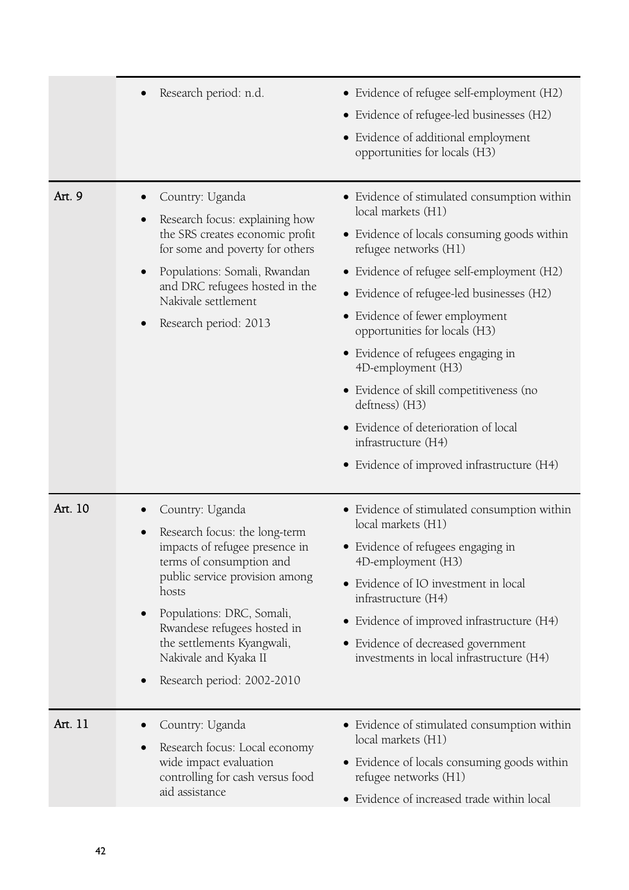| | | |
|---|---|---|
| | • Research period: n.d. | • Evidence of refugee self-employment (H2)<br>• Evidence of refugee-led businesses (H2)<br>• Evidence of additional employment opportunities for locals (H3) |
| Art. 9 | • Country: Uganda<br>• Research focus: explaining how the SRS creates economic profit for some and poverty for others<br>• Populations: Somali, Rwandan and DRC refugees hosted in the Nakivale settlement<br>• Research period: 2013 | • Evidence of stimulated consumption within local markets (H1)<br>• Evidence of locals consuming goods within refugee networks (H1)<br>• Evidence of refugee self-employment (H2)<br>• Evidence of refugee-led businesses (H2)<br>• Evidence of fewer employment opportunities for locals (H3)<br>• Evidence of refugees engaging in 4D-employment (H3)<br>• Evidence of skill competitiveness (no deftness) (H3)<br>• Evidence of deterioration of local infrastructure (H4)<br>• Evidence of improved infrastructure (H4) |
| Art. 10 | • Country: Uganda<br>• Research focus: the long-term impacts of refugee presence in terms of consumption and public service provision among hosts<br>• Populations: DRC, Somali, Rwandese refugees hosted in the settlements Kyangwali, Nakivale and Kyaka II<br>• Research period: 2002-2010 | • Evidence of stimulated consumption within local markets (H1)<br>• Evidence of refugees engaging in 4D-employment (H3)<br>• Evidence of IO investment in local infrastructure (H4)<br>• Evidence of improved infrastructure (H4)<br>• Evidence of decreased government investments in local infrastructure (H4) |
| Art. 11 | • Country: Uganda<br>• Research focus: Local economy wide impact evaluation controlling for cash versus food aid assistance | • Evidence of stimulated consumption within local markets (H1)<br>• Evidence of locals consuming goods within refugee networks (H1)<br>• Evidence of increased trade within local |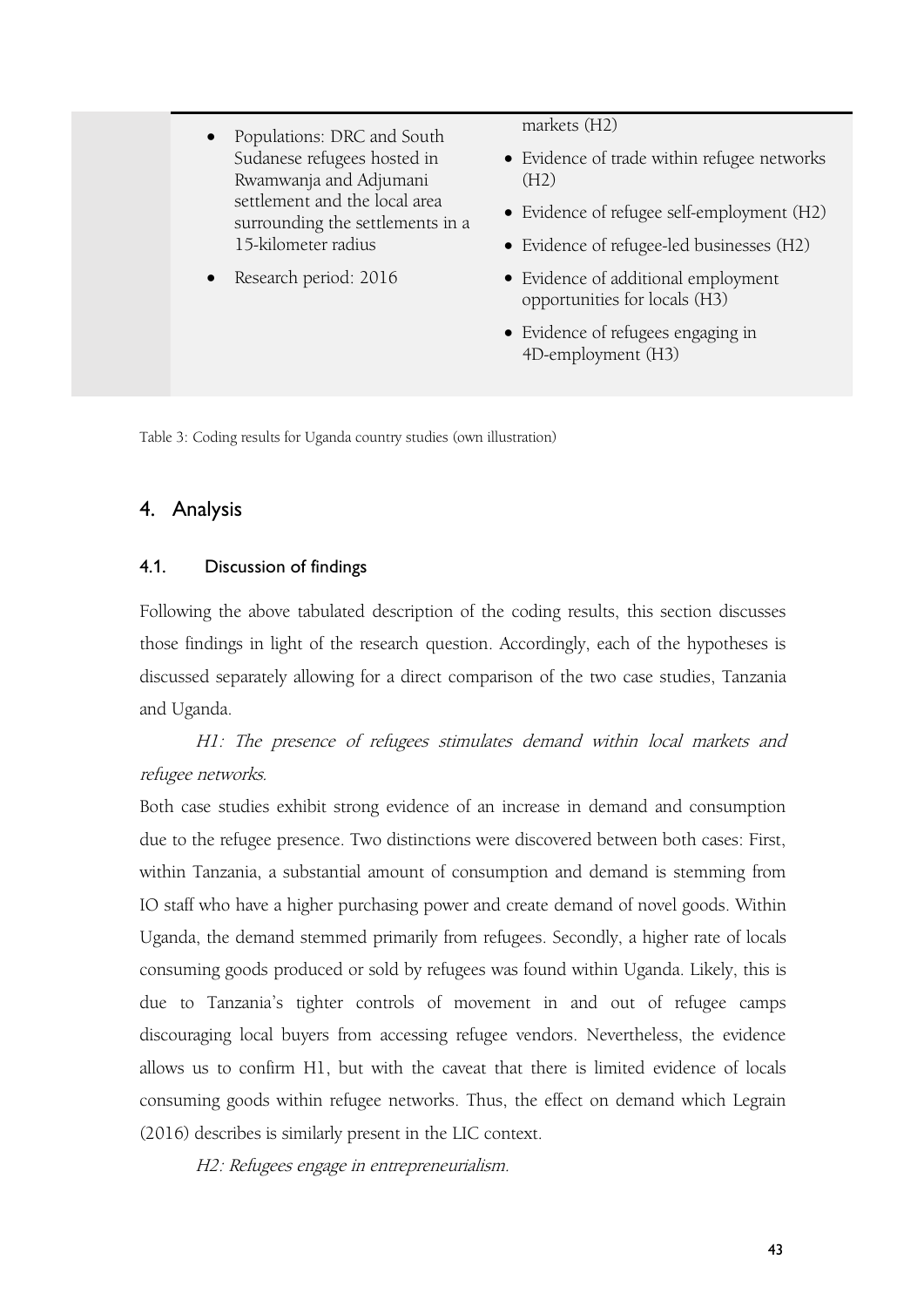| | | |
|---|---|---|
| | • Populations: DRC and South Sudanese refugees hosted in Rwamwanja and Adjumani settlement and the local area surrounding the settlements in a 15-kilometer radius<br>• Research period: 2016 | markets (H2)<br>• Evidence of trade within refugee networks (H2)<br>• Evidence of refugee self-employment (H2)<br>• Evidence of refugee-led businesses (H2)<br>• Evidence of additional employment opportunities for locals (H3)<br>• Evidence of refugees engaging in 4D-employment (H3) |

Table 3: Coding results for Uganda country studies (own illustration)

## 4. Analysis

### 4.1. Discussion of findings

Following the above tabulated description of the coding results, this section discusses those findings in light of the research question. Accordingly, each of the hypotheses is discussed separately allowing for a direct comparison of the two case studies, Tanzania and Uganda.

*H1: The presence of refugees stimulates demand within local markets and refugee networks.*

Both case studies exhibit strong evidence of an increase in demand and consumption due to the refugee presence. Two distinctions were discovered between both cases: First, within Tanzania, a substantial amount of consumption and demand is stemming from IO staff who have a higher purchasing power and create demand of novel goods. Within Uganda, the demand stemmed primarily from refugees. Secondly, a higher rate of locals consuming goods produced or sold by refugees was found within Uganda. Likely, this is due to Tanzania's tighter controls of movement in and out of refugee camps discouraging local buyers from accessing refugee vendors. Nevertheless, the evidence allows us to confirm H1, but with the caveat that there is limited evidence of locals consuming goods within refugee networks. Thus, the effect on demand which Legrain (2016) describes is similarly present in the LIC context.

*H2: Refugees engage in entrepreneurialism.*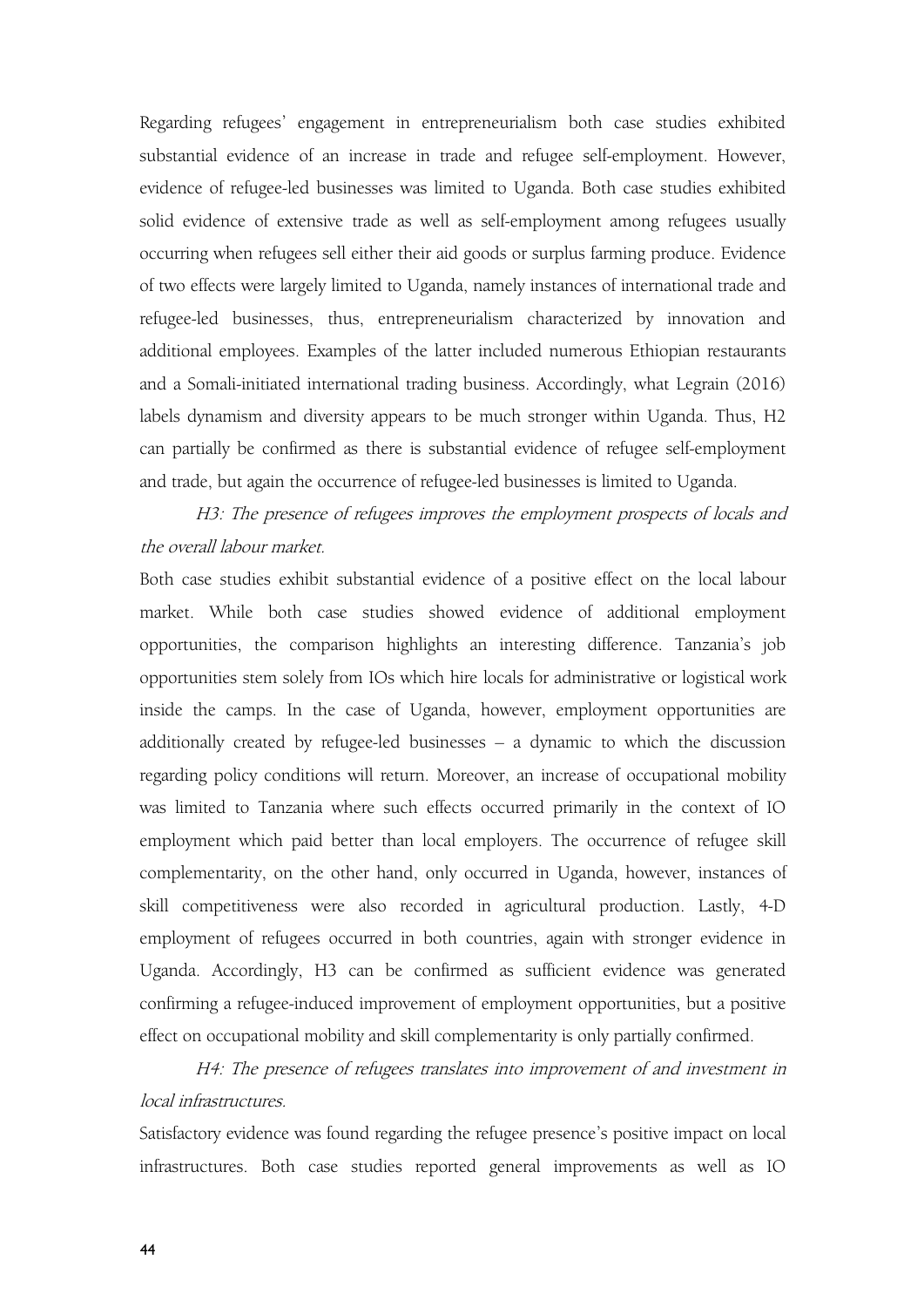Regarding refugees' engagement in entrepreneurialism both case studies exhibited substantial evidence of an increase in trade and refugee self-employment. However, evidence of refugee-led businesses was limited to Uganda. Both case studies exhibited solid evidence of extensive trade as well as self-employment among refugees usually occurring when refugees sell either their aid goods or surplus farming produce. Evidence of two effects were largely limited to Uganda, namely instances of international trade and refugee-led businesses, thus, entrepreneurialism characterized by innovation and additional employees. Examples of the latter included numerous Ethiopian restaurants and a Somali-initiated international trading business. Accordingly, what Legrain (2016) labels dynamism and diversity appears to be much stronger within Uganda. Thus, H2 can partially be confirmed as there is substantial evidence of refugee self-employment and trade, but again the occurrence of refugee-led businesses is limited to Uganda.

*H3: The presence of refugees improves the employment prospects of locals and the overall labour market.*

Both case studies exhibit substantial evidence of a positive effect on the local labour market. While both case studies showed evidence of additional employment opportunities, the comparison highlights an interesting difference. Tanzania's job opportunities stem solely from IOs which hire locals for administrative or logistical work inside the camps. In the case of Uganda, however, employment opportunities are additionally created by refugee-led businesses – a dynamic to which the discussion regarding policy conditions will return. Moreover, an increase of occupational mobility was limited to Tanzania where such effects occurred primarily in the context of IO employment which paid better than local employers. The occurrence of refugee skill complementarity, on the other hand, only occurred in Uganda, however, instances of skill competitiveness were also recorded in agricultural production. Lastly, 4-D employment of refugees occurred in both countries, again with stronger evidence in Uganda. Accordingly, H3 can be confirmed as sufficient evidence was generated confirming a refugee-induced improvement of employment opportunities, but a positive effect on occupational mobility and skill complementarity is only partially confirmed.

*H4: The presence of refugees translates into improvement of and investment in local infrastructures.*

Satisfactory evidence was found regarding the refugee presence's positive impact on local infrastructures. Both case studies reported general improvements as well as IO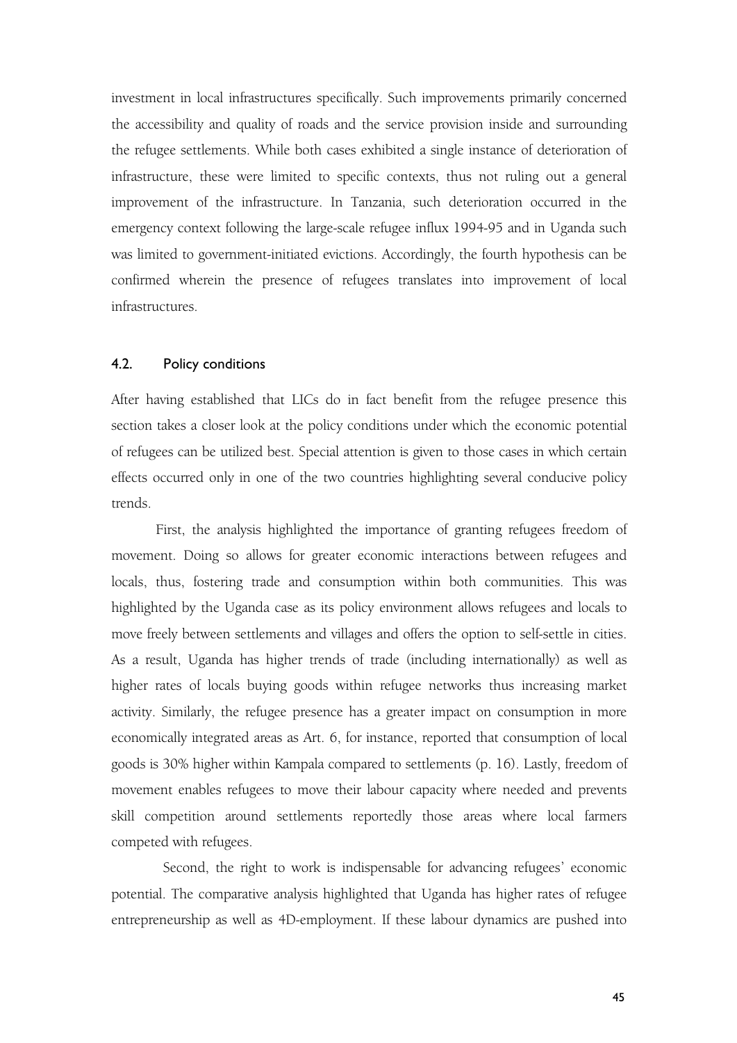investment in local infrastructures specifically. Such improvements primarily concerned the accessibility and quality of roads and the service provision inside and surrounding the refugee settlements. While both cases exhibited a single instance of deterioration of infrastructure, these were limited to specific contexts, thus not ruling out a general improvement of the infrastructure. In Tanzania, such deterioration occurred in the emergency context following the large-scale refugee influx 1994-95 and in Uganda such was limited to government-initiated evictions. Accordingly, the fourth hypothesis can be confirmed wherein the presence of refugees translates into improvement of local infrastructures.

### 4.2. Policy conditions

After having established that LICs do in fact benefit from the refugee presence this section takes a closer look at the policy conditions under which the economic potential of refugees can be utilized best. Special attention is given to those cases in which certain effects occurred only in one of the two countries highlighting several conducive policy trends.

First, the analysis highlighted the importance of granting refugees freedom of movement. Doing so allows for greater economic interactions between refugees and locals, thus, fostering trade and consumption within both communities. This was highlighted by the Uganda case as its policy environment allows refugees and locals to move freely between settlements and villages and offers the option to self-settle in cities. As a result, Uganda has higher trends of trade (including internationally) as well as higher rates of locals buying goods within refugee networks thus increasing market activity. Similarly, the refugee presence has a greater impact on consumption in more economically integrated areas as Art. 6, for instance, reported that consumption of local goods is 30% higher within Kampala compared to settlements (p. 16). Lastly, freedom of movement enables refugees to move their labour capacity where needed and prevents skill competition around settlements reportedly those areas where local farmers competed with refugees.

Second, the right to work is indispensable for advancing refugees' economic potential. The comparative analysis highlighted that Uganda has higher rates of refugee entrepreneurship as well as 4D-employment. If these labour dynamics are pushed into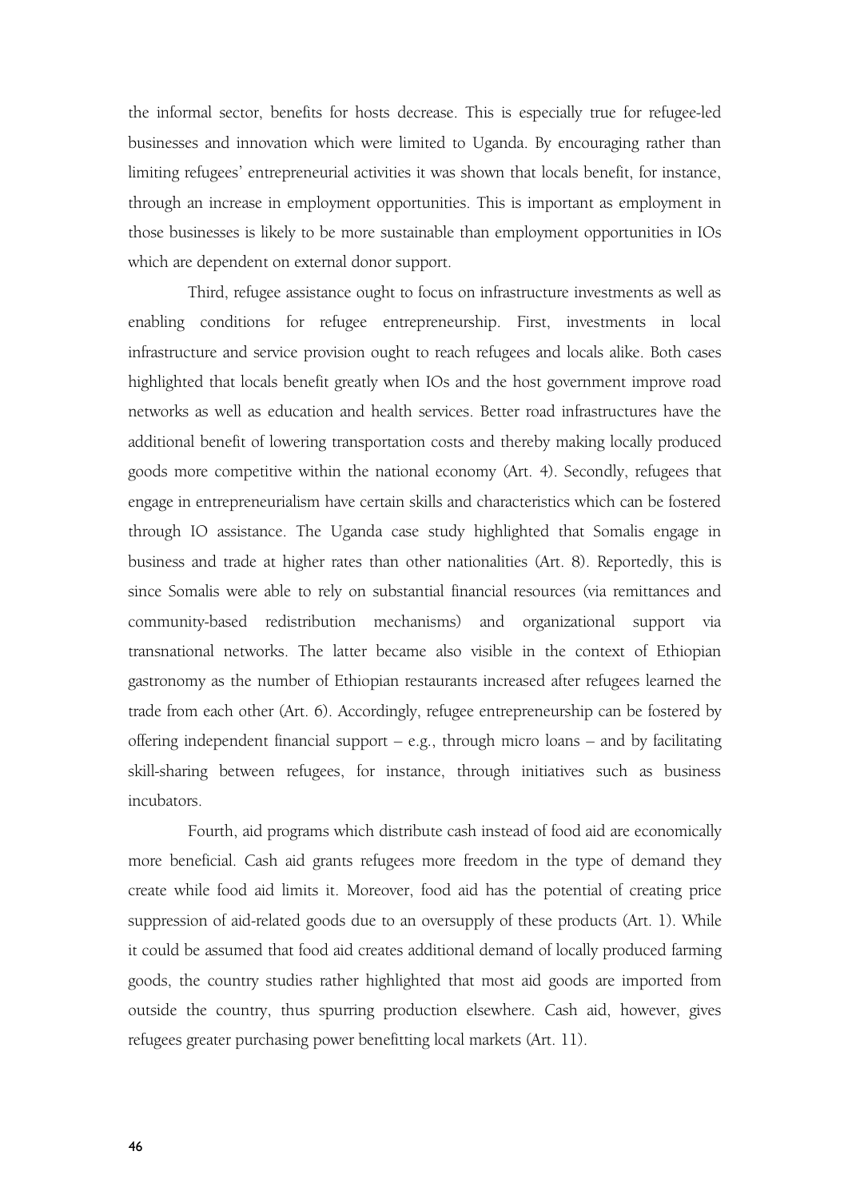the informal sector, benefits for hosts decrease. This is especially true for refugee-led businesses and innovation which were limited to Uganda. By encouraging rather than limiting refugees' entrepreneurial activities it was shown that locals benefit, for instance, through an increase in employment opportunities. This is important as employment in those businesses is likely to be more sustainable than employment opportunities in IOs which are dependent on external donor support.

Third, refugee assistance ought to focus on infrastructure investments as well as enabling conditions for refugee entrepreneurship. First, investments in local infrastructure and service provision ought to reach refugees and locals alike. Both cases highlighted that locals benefit greatly when IOs and the host government improve road networks as well as education and health services. Better road infrastructures have the additional benefit of lowering transportation costs and thereby making locally produced goods more competitive within the national economy (Art. 4). Secondly, refugees that engage in entrepreneurialism have certain skills and characteristics which can be fostered through IO assistance. The Uganda case study highlighted that Somalis engage in business and trade at higher rates than other nationalities (Art. 8). Reportedly, this is since Somalis were able to rely on substantial financial resources (via remittances and community-based redistribution mechanisms) and organizational support via transnational networks. The latter became also visible in the context of Ethiopian gastronomy as the number of Ethiopian restaurants increased after refugees learned the trade from each other (Art. 6). Accordingly, refugee entrepreneurship can be fostered by offering independent financial support – e.g., through micro loans – and by facilitating skill-sharing between refugees, for instance, through initiatives such as business incubators.

Fourth, aid programs which distribute cash instead of food aid are economically more beneficial. Cash aid grants refugees more freedom in the type of demand they create while food aid limits it. Moreover, food aid has the potential of creating price suppression of aid-related goods due to an oversupply of these products (Art. 1). While it could be assumed that food aid creates additional demand of locally produced farming goods, the country studies rather highlighted that most aid goods are imported from outside the country, thus spurring production elsewhere. Cash aid, however, gives refugees greater purchasing power benefitting local markets (Art. 11).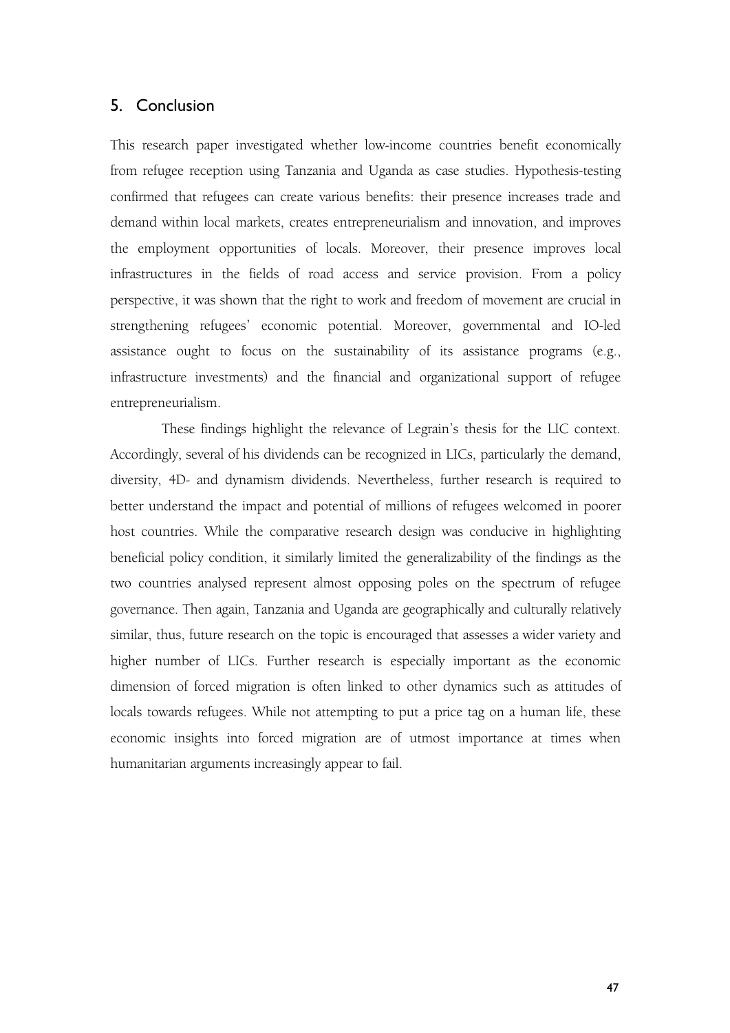## 5. Conclusion

This research paper investigated whether low-income countries benefit economically from refugee reception using Tanzania and Uganda as case studies. Hypothesis-testing confirmed that refugees can create various benefits: their presence increases trade and demand within local markets, creates entrepreneurialism and innovation, and improves the employment opportunities of locals. Moreover, their presence improves local infrastructures in the fields of road access and service provision. From a policy perspective, it was shown that the right to work and freedom of movement are crucial in strengthening refugees' economic potential. Moreover, governmental and IO-led assistance ought to focus on the sustainability of its assistance programs (e.g., infrastructure investments) and the financial and organizational support of refugee entrepreneurialism.

These findings highlight the relevance of Legrain's thesis for the LIC context. Accordingly, several of his dividends can be recognized in LICs, particularly the demand, diversity, 4D- and dynamism dividends. Nevertheless, further research is required to better understand the impact and potential of millions of refugees welcomed in poorer host countries. While the comparative research design was conducive in highlighting beneficial policy condition, it similarly limited the generalizability of the findings as the two countries analysed represent almost opposing poles on the spectrum of refugee governance. Then again, Tanzania and Uganda are geographically and culturally relatively similar, thus, future research on the topic is encouraged that assesses a wider variety and higher number of LICs. Further research is especially important as the economic dimension of forced migration is often linked to other dynamics such as attitudes of locals towards refugees. While not attempting to put a price tag on a human life, these economic insights into forced migration are of utmost importance at times when humanitarian arguments increasingly appear to fail.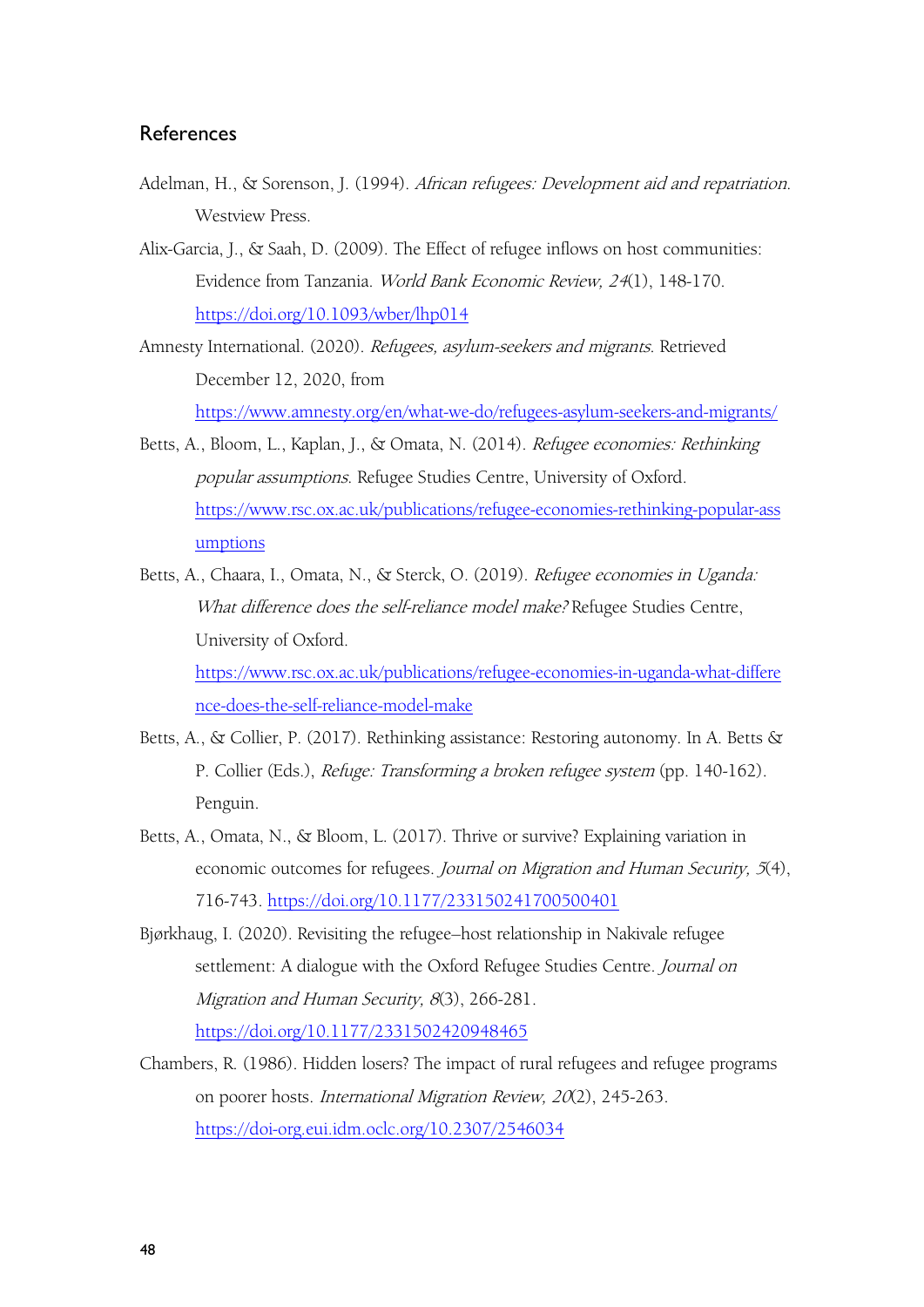## References

Adelman, H., & Sorenson, J. (1994). *African refugees: Development aid and repatriation*. Westview Press.

Alix-Garcia, J., & Saah, D. (2009). The Effect of refugee inflows on host communities: Evidence from Tanzania. *World Bank Economic Review, 24*(1), 148-170. https://doi.org/10.1093/wber/lhp014

Amnesty International. (2020). *Refugees, asylum-seekers and migrants*. Retrieved December 12, 2020, from https://www.amnesty.org/en/what-we-do/refugees-asylum-seekers-and-migrants/

Betts, A., Bloom, L., Kaplan, J., & Omata, N. (2014). *Refugee economies: Rethinking popular assumptions*. Refugee Studies Centre, University of Oxford. https://www.rsc.ox.ac.uk/publications/refugee-economies-rethinking-popular-assumptions

Betts, A., Chaara, I., Omata, N., & Sterck, O. (2019). *Refugee economies in Uganda: What difference does the self-reliance model make?* Refugee Studies Centre, University of Oxford. https://www.rsc.ox.ac.uk/publications/refugee-economies-in-uganda-what-difference-does-the-self-reliance-model-make

Betts, A., & Collier, P. (2017). Rethinking assistance: Restoring autonomy. In A. Betts & P. Collier (Eds.), *Refuge: Transforming a broken refugee system* (pp. 140-162). Penguin.

Betts, A., Omata, N., & Bloom, L. (2017). Thrive or survive? Explaining variation in economic outcomes for refugees. *Journal on Migration and Human Security, 5*(4), 716-743. https://doi.org/10.1177/233150241700500401

Bjørkhaug, I. (2020). Revisiting the refugee–host relationship in Nakivale refugee settlement: A dialogue with the Oxford Refugee Studies Centre. *Journal on Migration and Human Security, 8*(3), 266-281. https://doi.org/10.1177/2331502420948465

Chambers, R. (1986). Hidden losers? The impact of rural refugees and refugee programs on poorer hosts. *International Migration Review, 20*(2), 245-263. https://doi-org.eui.idm.oclc.org/10.2307/2546034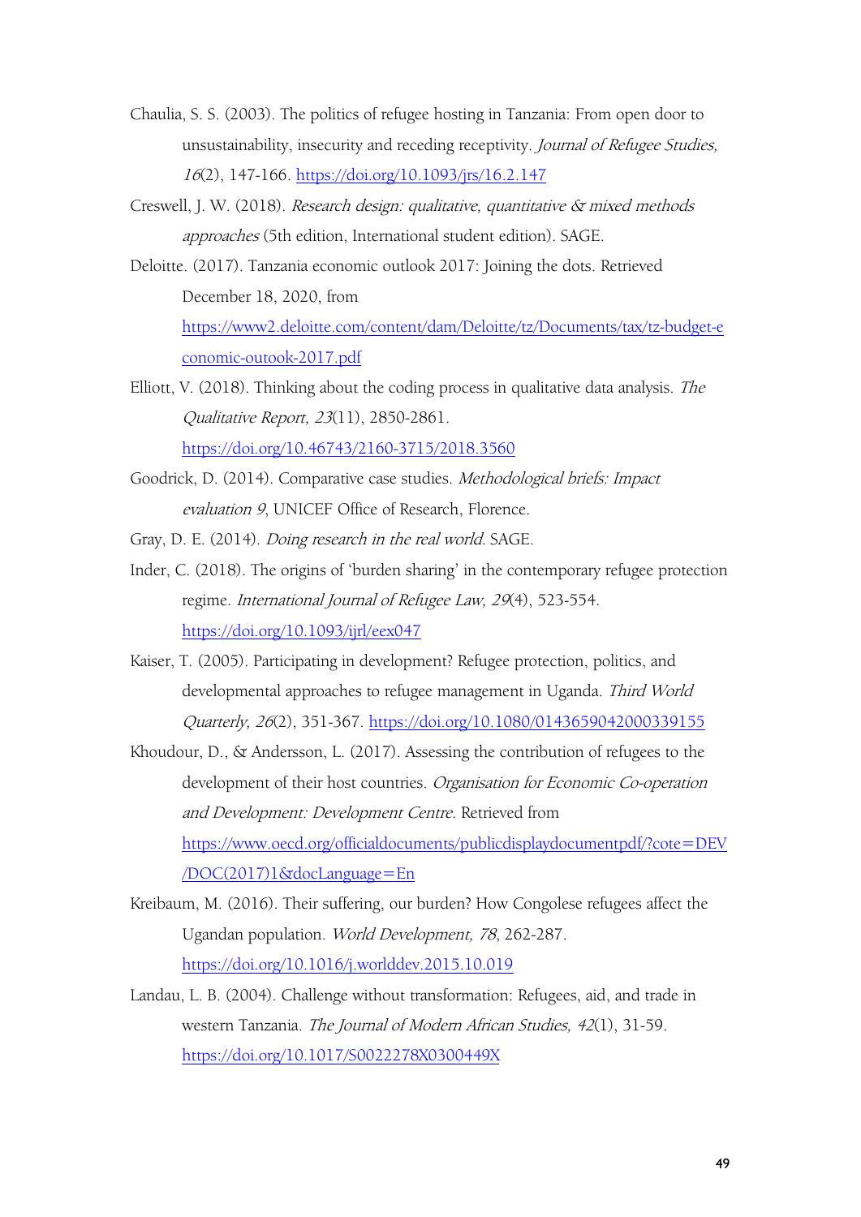Chaulia, S. S. (2003). The politics of refugee hosting in Tanzania: From open door to unsustainability, insecurity and receding receptivity. *Journal of Refugee Studies, 16*(2), 147-166. https://doi.org/10.1093/jrs/16.2.147

Creswell, J. W. (2018). *Research design: qualitative, quantitative & mixed methods approaches* (5th edition, International student edition). SAGE.

Deloitte. (2017). Tanzania economic outlook 2017: Joining the dots. Retrieved December 18, 2020, from https://www2.deloitte.com/content/dam/Deloitte/tz/Documents/tax/tz-budget-economic-outook-2017.pdf

Elliott, V. (2018). Thinking about the coding process in qualitative data analysis. *The Qualitative Report, 23*(11), 2850-2861. https://doi.org/10.46743/2160-3715/2018.3560

Goodrick, D. (2014). Comparative case studies. *Methodological briefs: Impact evaluation 9*, UNICEF Office of Research, Florence.

Gray, D. E. (2014). *Doing research in the real world*. SAGE.

Inder, C. (2018). The origins of 'burden sharing' in the contemporary refugee protection regime. *International Journal of Refugee Law, 29*(4), 523-554. https://doi.org/10.1093/ijrl/eex047

Kaiser, T. (2005). Participating in development? Refugee protection, politics, and developmental approaches to refugee management in Uganda. *Third World Quarterly, 26*(2), 351-367. https://doi.org/10.1080/0143659042000339155

Khoudour, D., & Andersson, L. (2017). Assessing the contribution of refugees to the development of their host countries. *Organisation for Economic Co-operation and Development: Development Centre*. Retrieved from https://www.oecd.org/officialdocuments/publicdisplaydocumentpdf/?cote=DEV/DOC(2017)1&docLanguage=En

Kreibaum, M. (2016). Their suffering, our burden? How Congolese refugees affect the Ugandan population. *World Development, 78*, 262-287. https://doi.org/10.1016/j.worlddev.2015.10.019

Landau, L. B. (2004). Challenge without transformation: Refugees, aid, and trade in western Tanzania. *The Journal of Modern African Studies, 42*(1), 31-59. https://doi.org/10.1017/S0022278X0300449X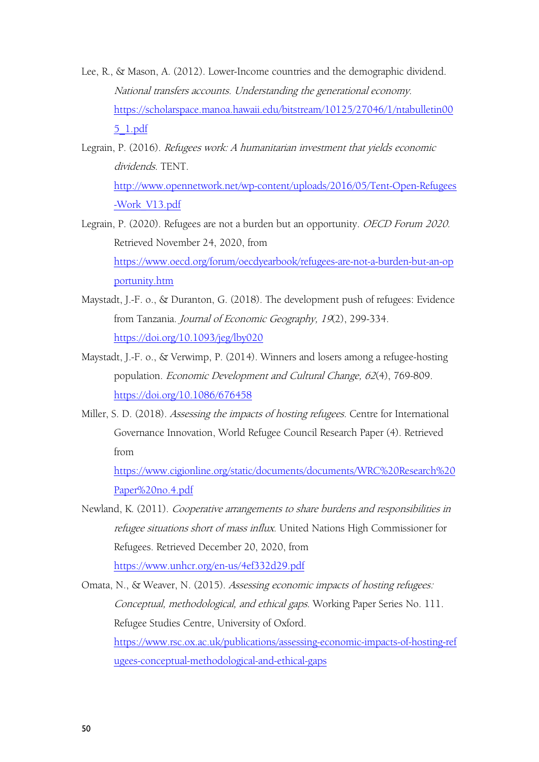Lee, R., & Mason, A. (2012). Lower-Income countries and the demographic dividend. *National transfers accounts. Understanding the generational economy.* https://scholarspace.manoa.hawaii.edu/bitstream/10125/27046/1/ntabulletin005_1.pdf

Legrain, P. (2016). *Refugees work: A humanitarian investment that yields economic dividends*. TENT. http://www.opennetwork.net/wp-content/uploads/2016/05/Tent-Open-Refugees-Work_V13.pdf

Legrain, P. (2020). Refugees are not a burden but an opportunity. *OECD Forum 2020.* Retrieved November 24, 2020, from https://www.oecd.org/forum/oecdyearbook/refugees-are-not-a-burden-but-an-opportunity.htm

Maystadt, J.-F. o., & Duranton, G. (2018). The development push of refugees: Evidence from Tanzania. *Journal of Economic Geography, 19*(2), 299-334. https://doi.org/10.1093/jeg/lby020

Maystadt, J.-F. o., & Verwimp, P. (2014). Winners and losers among a refugee-hosting population. *Economic Development and Cultural Change, 62*(4), 769-809. https://doi.org/10.1086/676458

Miller, S. D. (2018). *Assessing the impacts of hosting refugees.* Centre for International Governance Innovation, World Refugee Council Research Paper (4). Retrieved from https://www.cigionline.org/static/documents/documents/WRC%20Research%20Paper%20no.4.pdf

Newland, K. (2011). *Cooperative arrangements to share burdens and responsibilities in refugee situations short of mass influx*. United Nations High Commissioner for Refugees. Retrieved December 20, 2020, from https://www.unhcr.org/en-us/4ef332d29.pdf

Omata, N., & Weaver, N. (2015). *Assessing economic impacts of hosting refugees: Conceptual, methodological, and ethical gaps*. Working Paper Series No. 111. Refugee Studies Centre, University of Oxford. https://www.rsc.ox.ac.uk/publications/assessing-economic-impacts-of-hosting-refugees-conceptual-methodological-and-ethical-gaps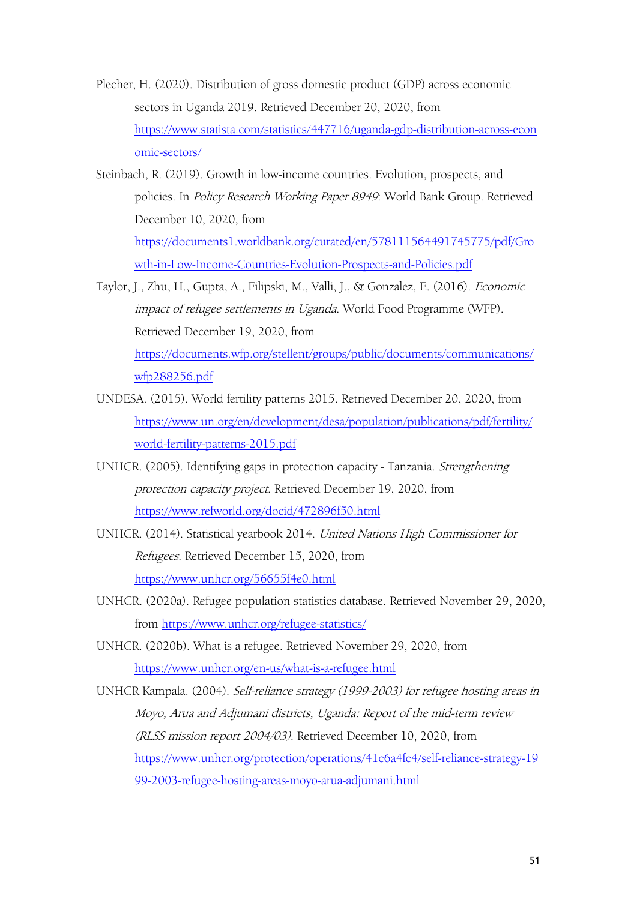Plecher, H. (2020). Distribution of gross domestic product (GDP) across economic sectors in Uganda 2019. Retrieved December 20, 2020, from https://www.statista.com/statistics/447716/uganda-gdp-distribution-across-economic-sectors/

Steinbach, R. (2019). Growth in low-income countries. Evolution, prospects, and policies. In *Policy Research Working Paper 8949*: World Bank Group. Retrieved December 10, 2020, from https://documents1.worldbank.org/curated/en/578111564491745775/pdf/Growth-in-Low-Income-Countries-Evolution-Prospects-and-Policies.pdf

Taylor, J., Zhu, H., Gupta, A., Filipski, M., Valli, J., & Gonzalez, E. (2016). *Economic impact of refugee settlements in Uganda*. World Food Programme (WFP). Retrieved December 19, 2020, from https://documents.wfp.org/stellent/groups/public/documents/communications/wfp288256.pdf

UNDESA. (2015). World fertility patterns 2015. Retrieved December 20, 2020, from https://www.un.org/en/development/desa/population/publications/pdf/fertility/world-fertility-patterns-2015.pdf

UNHCR. (2005). Identifying gaps in protection capacity - Tanzania. *Strengthening protection capacity project*. Retrieved December 19, 2020, from https://www.refworld.org/docid/472896f50.html

UNHCR. (2014). Statistical yearbook 2014. *United Nations High Commissioner for Refugees*. Retrieved December 15, 2020, from https://www.unhcr.org/56655f4e0.html

UNHCR. (2020a). Refugee population statistics database. Retrieved November 29, 2020, from https://www.unhcr.org/refugee-statistics/

UNHCR. (2020b). What is a refugee. Retrieved November 29, 2020, from https://www.unhcr.org/en-us/what-is-a-refugee.html

UNHCR Kampala. (2004). *Self-reliance strategy (1999-2003) for refugee hosting areas in Moyo, Arua and Adjumani districts, Uganda: Report of the mid-term review (RLSS mission report 2004/03)*. Retrieved December 10, 2020, from https://www.unhcr.org/protection/operations/41c6a4fc4/self-reliance-strategy-1999-2003-refugee-hosting-areas-moyo-arua-adjumani.html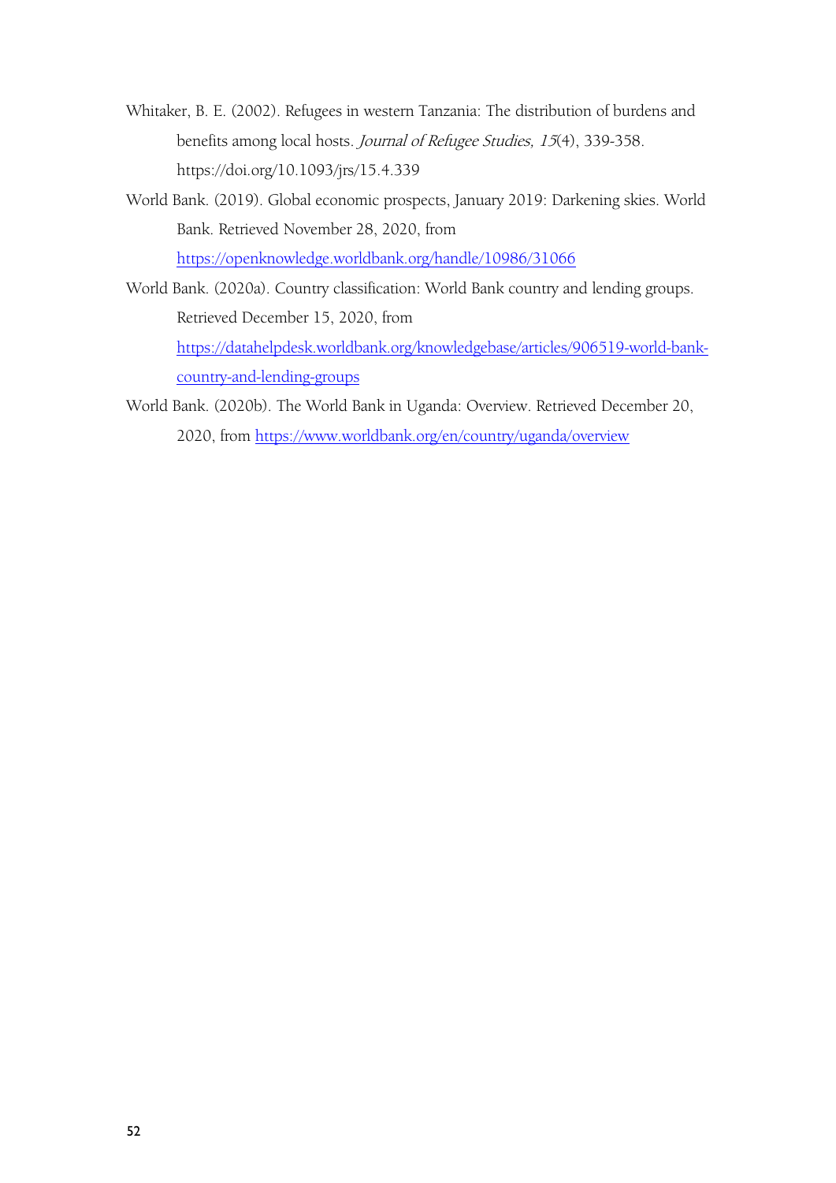Whitaker, B. E. (2002). Refugees in western Tanzania: The distribution of burdens and benefits among local hosts. *Journal of Refugee Studies, 15*(4), 339-358. https://doi.org/10.1093/jrs/15.4.339

World Bank. (2019). Global economic prospects, January 2019: Darkening skies. World Bank. Retrieved November 28, 2020, from https://openknowledge.worldbank.org/handle/10986/31066

World Bank. (2020a). Country classification: World Bank country and lending groups. Retrieved December 15, 2020, from https://datahelpdesk.worldbank.org/knowledgebase/articles/906519-world-bank-country-and-lending-groups

World Bank. (2020b). The World Bank in Uganda: Overview. Retrieved December 20, 2020, from https://www.worldbank.org/en/country/uganda/overview